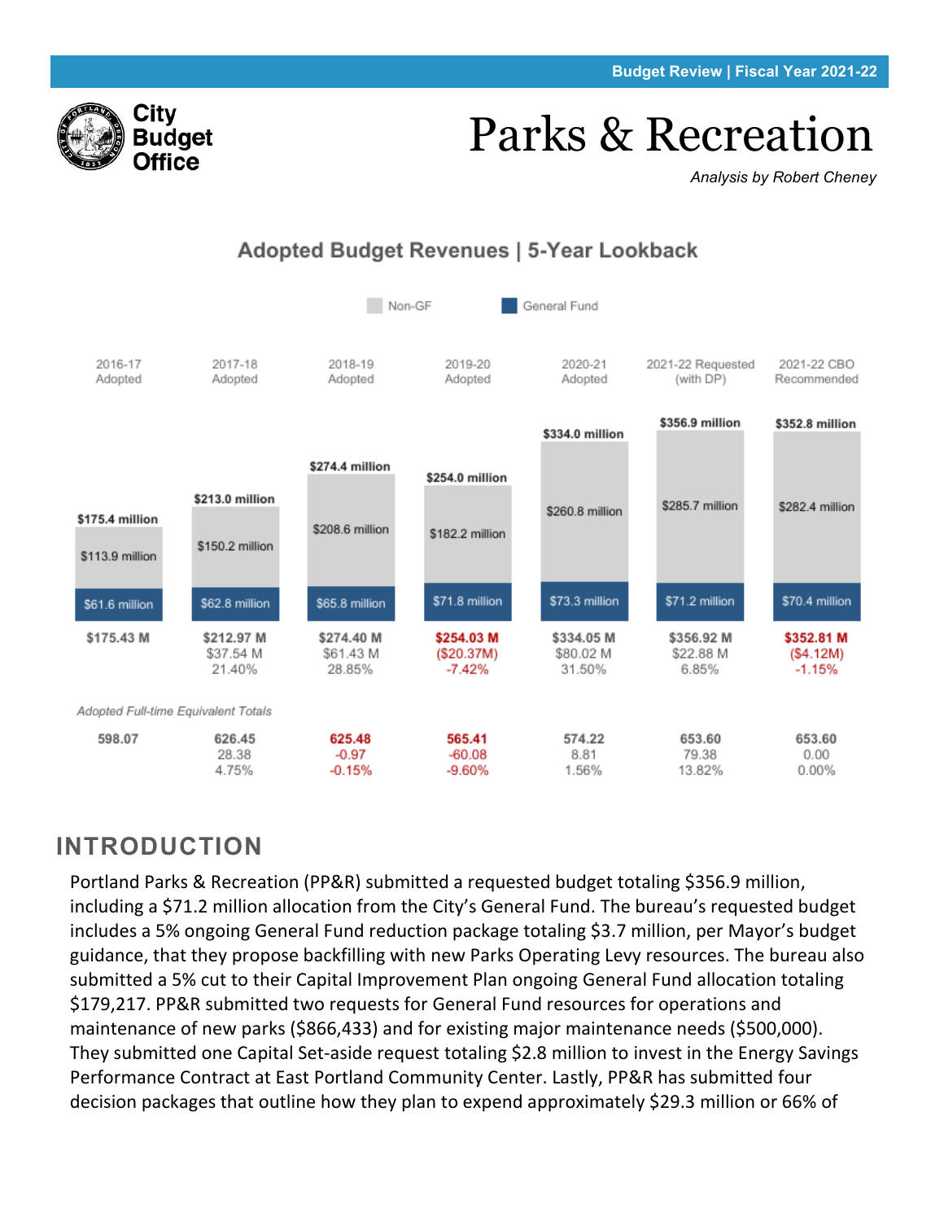Budget Review | Fiscal Year 2021-22

City Budget Office

# Parks & Recreation

*Analysis by Robert Cheney*

Adopted Budget Revenues | 5-Year Lookback

Non-GF
General Fund

2016-17 Adopted
2017-18 Adopted
2018-19 Adopted
2019-20 Adopted
2020-21 Adopted
2021-22 Requested (with DP)
2021-22 CBO Recommended

$175.4 million
$113.9 million
$61.6 million

$213.0 million
$150.2 million
$62.8 million

$274.4 million
$208.6 million
$65.8 million

$254.0 million
$182.2 million
$71.8 million

$334.0 million
$260.8 million
$73.3 million

$356.9 million
$285.7 million
$71.2 million

$352.8 million
$282.4 million
$70.4 million

$175.43 M

$212.97 M
$37.54 M
21.40%

$274.40 M
$61.43 M
28.85%

$254.03 M
($20.37M)
-7.42%

$334.05 M
$80.02 M
31.50%

$356.92 M
$22.88 M
6.85%

$352.81 M
($4.12M)
-1.15%

*Adopted Full-time Equivalent Totals*

598.07

626.45
28.38
4.75%

625.48
-0.97
-0.15%

565.41
-60.08
-9.60%

574.22
8.81
1.56%

653.60
79.38
13.82%

653.60
0.00
0.00%

## INTRODUCTION

Portland Parks & Recreation (PP&R) submitted a requested budget totaling $356.9 million, including a $71.2 million allocation from the City's General Fund. The bureau's requested budget includes a 5% ongoing General Fund reduction package totaling $3.7 million, per Mayor's budget guidance, that they propose backfilling with new Parks Operating Levy resources. The bureau also submitted a 5% cut to their Capital Improvement Plan ongoing General Fund allocation totaling $179,217. PP&R submitted two requests for General Fund resources for operations and maintenance of new parks ($866,433) and for existing major maintenance needs ($500,000). They submitted one Capital Set-aside request totaling $2.8 million to invest in the Energy Savings Performance Contract at East Portland Community Center. Lastly, PP&R has submitted four decision packages that outline how they plan to expend approximately $29.3 million or 66% of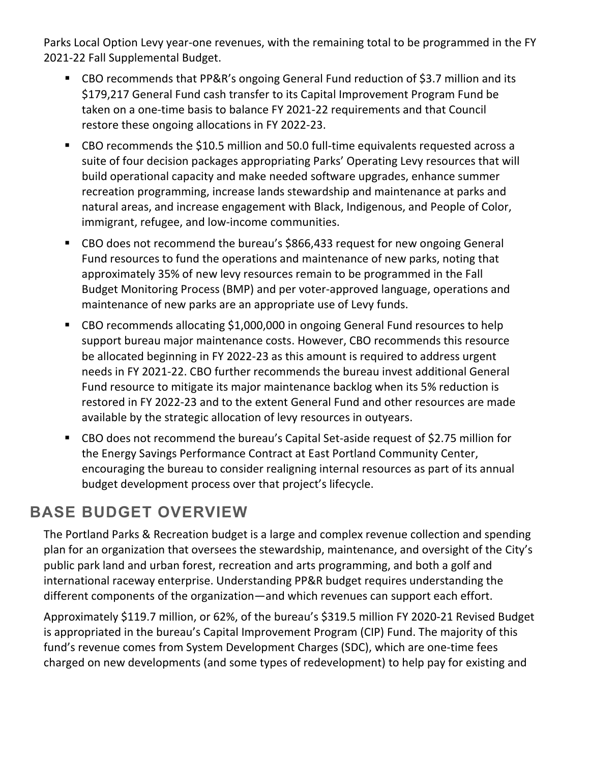Parks Local Option Levy year-one revenues, with the remaining total to be programmed in the FY 2021-22 Fall Supplemental Budget.

- CBO recommends that PP&R's ongoing General Fund reduction of $3.7 million and its $179,217 General Fund cash transfer to its Capital Improvement Program Fund be taken on a one-time basis to balance FY 2021-22 requirements and that Council restore these ongoing allocations in FY 2022-23.
- CBO recommends the $10.5 million and 50.0 full-time equivalents requested across a suite of four decision packages appropriating Parks' Operating Levy resources that will build operational capacity and make needed software upgrades, enhance summer recreation programming, increase lands stewardship and maintenance at parks and natural areas, and increase engagement with Black, Indigenous, and People of Color, immigrant, refugee, and low-income communities.
- CBO does not recommend the bureau's $866,433 request for new ongoing General Fund resources to fund the operations and maintenance of new parks, noting that approximately 35% of new levy resources remain to be programmed in the Fall Budget Monitoring Process (BMP) and per voter-approved language, operations and maintenance of new parks are an appropriate use of Levy funds.
- CBO recommends allocating $1,000,000 in ongoing General Fund resources to help support bureau major maintenance costs. However, CBO recommends this resource be allocated beginning in FY 2022-23 as this amount is required to address urgent needs in FY 2021-22. CBO further recommends the bureau invest additional General Fund resource to mitigate its major maintenance backlog when its 5% reduction is restored in FY 2022-23 and to the extent General Fund and other resources are made available by the strategic allocation of levy resources in outyears.
- CBO does not recommend the bureau's Capital Set-aside request of $2.75 million for the Energy Savings Performance Contract at East Portland Community Center, encouraging the bureau to consider realigning internal resources as part of its annual budget development process over that project's lifecycle.

## BASE BUDGET OVERVIEW

The Portland Parks & Recreation budget is a large and complex revenue collection and spending plan for an organization that oversees the stewardship, maintenance, and oversight of the City's public park land and urban forest, recreation and arts programming, and both a golf and international raceway enterprise. Understanding PP&R budget requires understanding the different components of the organization—and which revenues can support each effort.

Approximately $119.7 million, or 62%, of the bureau's $319.5 million FY 2020-21 Revised Budget is appropriated in the bureau's Capital Improvement Program (CIP) Fund. The majority of this fund's revenue comes from System Development Charges (SDC), which are one-time fees charged on new developments (and some types of redevelopment) to help pay for existing and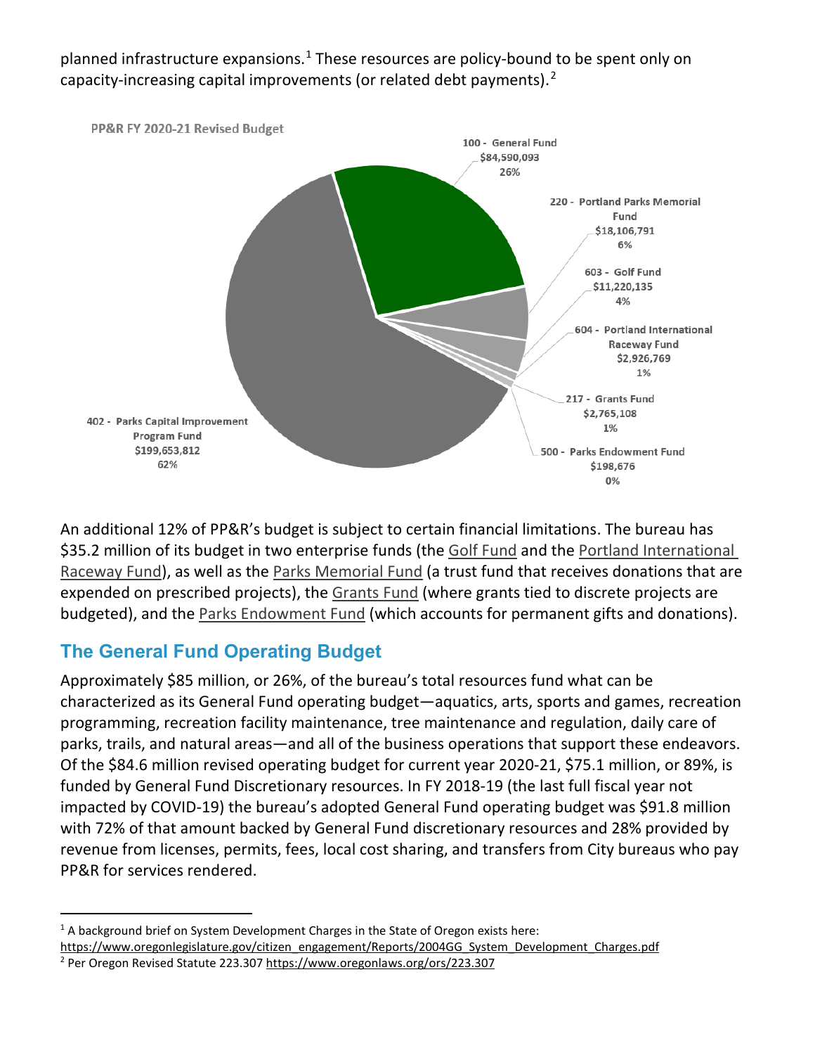planned infrastructure expansions.[1] These resources are policy-bound to be spent only on capacity-increasing capital improvements (or related debt payments).[2]

PP&R FY 2020-21 Revised Budget

100 - General Fund
$84,590,093
26%

220 - Portland Parks Memorial Fund
$18,106,791
6%

603 - Golf Fund
$11,220,135
4%

604 - Portland International Raceway Fund
$2,926,769
1%

217 - Grants Fund
$2,765,108
1%

500 - Parks Endowment Fund
$198,676
0%

402 - Parks Capital Improvement Program Fund
$199,653,812
62%

An additional 12% of PP&R's budget is subject to certain financial limitations. The bureau has $35.2 million of its budget in two enterprise funds (the Golf Fund and the Portland International Raceway Fund), as well as the Parks Memorial Fund (a trust fund that receives donations that are expended on prescribed projects), the Grants Fund (where grants tied to discrete projects are budgeted), and the Parks Endowment Fund (which accounts for permanent gifts and donations).

## The General Fund Operating Budget

Approximately $85 million, or 26%, of the bureau's total resources fund what can be characterized as its General Fund operating budget—aquatics, arts, sports and games, recreation programming, recreation facility maintenance, tree maintenance and regulation, daily care of parks, trails, and natural areas—and all of the business operations that support these endeavors. Of the $84.6 million revised operating budget for current year 2020-21, $75.1 million, or 89%, is funded by General Fund Discretionary resources. In FY 2018-19 (the last full fiscal year not impacted by COVID-19) the bureau's adopted General Fund operating budget was $91.8 million with 72% of that amount backed by General Fund discretionary resources and 28% provided by revenue from licenses, permits, fees, local cost sharing, and transfers from City bureaus who pay PP&R for services rendered.

[1] A background brief on System Development Charges in the State of Oregon exists here: https://www.oregonlegislature.gov/citizen_engagement/Reports/2004GG_System_Development_Charges.pdf

[2] Per Oregon Revised Statute 223.307 https://www.oregonlaws.org/ors/223.307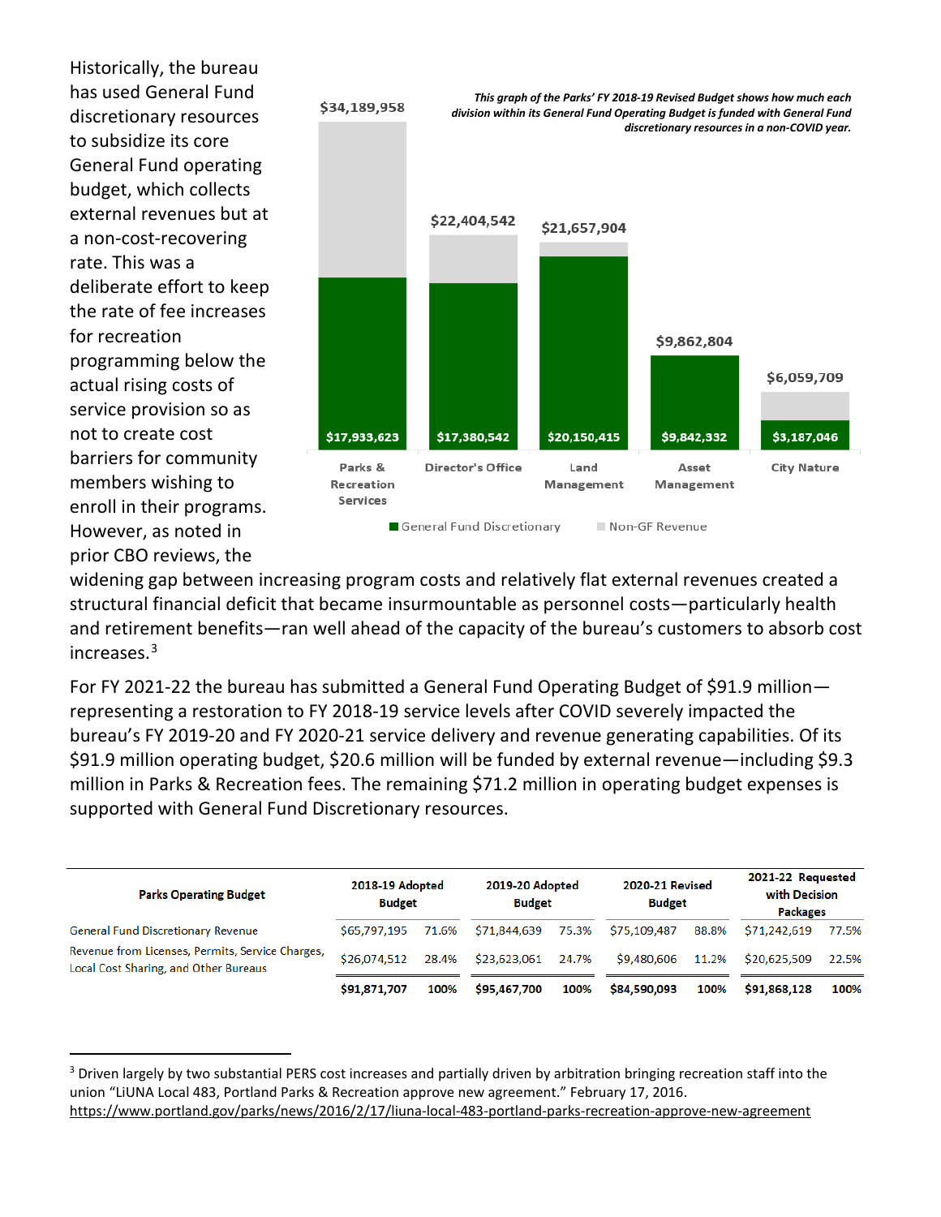Historically, the bureau has used General Fund discretionary resources to subsidize its core General Fund operating budget, which collects external revenues but at a non-cost-recovering rate. This was a deliberate effort to keep the rate of fee increases for recreation programming below the actual rising costs of service provision so as not to create cost barriers for community members wishing to enroll in their programs. However, as noted in prior CBO reviews, the widening gap between increasing program costs and relatively flat external revenues created a structural financial deficit that became insurmountable as personnel costs—particularly health and retirement benefits—ran well ahead of the capacity of the bureau's customers to absorb cost increases.[3]

*This graph of the Parks' FY 2018-19 Revised Budget shows how much each division within its General Fund Operating Budget is funded with General Fund discretionary resources in a non-COVID year.*

$34,189,958
$17,933,623
Parks & Recreation Services

$22,404,542
$17,380,542
Director's Office

$21,657,904
$20,150,415
Land Management

$9,862,804
$9,842,332
Asset Management

$6,059,709
$3,187,046
City Nature

General Fund Discretionary
Non-GF Revenue

For FY 2021-22 the bureau has submitted a General Fund Operating Budget of $91.9 million—representing a restoration to FY 2018-19 service levels after COVID severely impacted the bureau's FY 2019-20 and FY 2020-21 service delivery and revenue generating capabilities. Of its $91.9 million operating budget, $20.6 million will be funded by external revenue—including $9.3 million in Parks & Recreation fees. The remaining $71.2 million in operating budget expenses is supported with General Fund Discretionary resources.

| Parks Operating Budget | 2018-19 Adopted Budget | | 2019-20 Adopted Budget | | 2020-21 Revised Budget | | 2021-22 Requested with Decision Packages | |
|---|---|---|---|---|---|---|---|---|
| General Fund Discretionary Revenue | $65,797,195 | 71.6% | $71,844,639 | 75.3% | $75,109,487 | 88.8% | $71,242,619 | 77.5% |
| Revenue from Licenses, Permits, Service Charges, Local Cost Sharing, and Other Bureaus | $26,074,512 | 28.4% | $23,623,061 | 24.7% | $9,480,606 | 11.2% | $20,625,509 | 22.5% |
| | **$91,871,707** | **100%** | **$95,467,700** | **100%** | **$84,590,093** | **100%** | **$91,868,128** | **100%** |

[3] Driven largely by two substantial PERS cost increases and partially driven by arbitration bringing recreation staff into the union "LiUNA Local 483, Portland Parks & Recreation approve new agreement." February 17, 2016. https://www.portland.gov/parks/news/2016/2/17/liuna-local-483-portland-parks-recreation-approve-new-agreement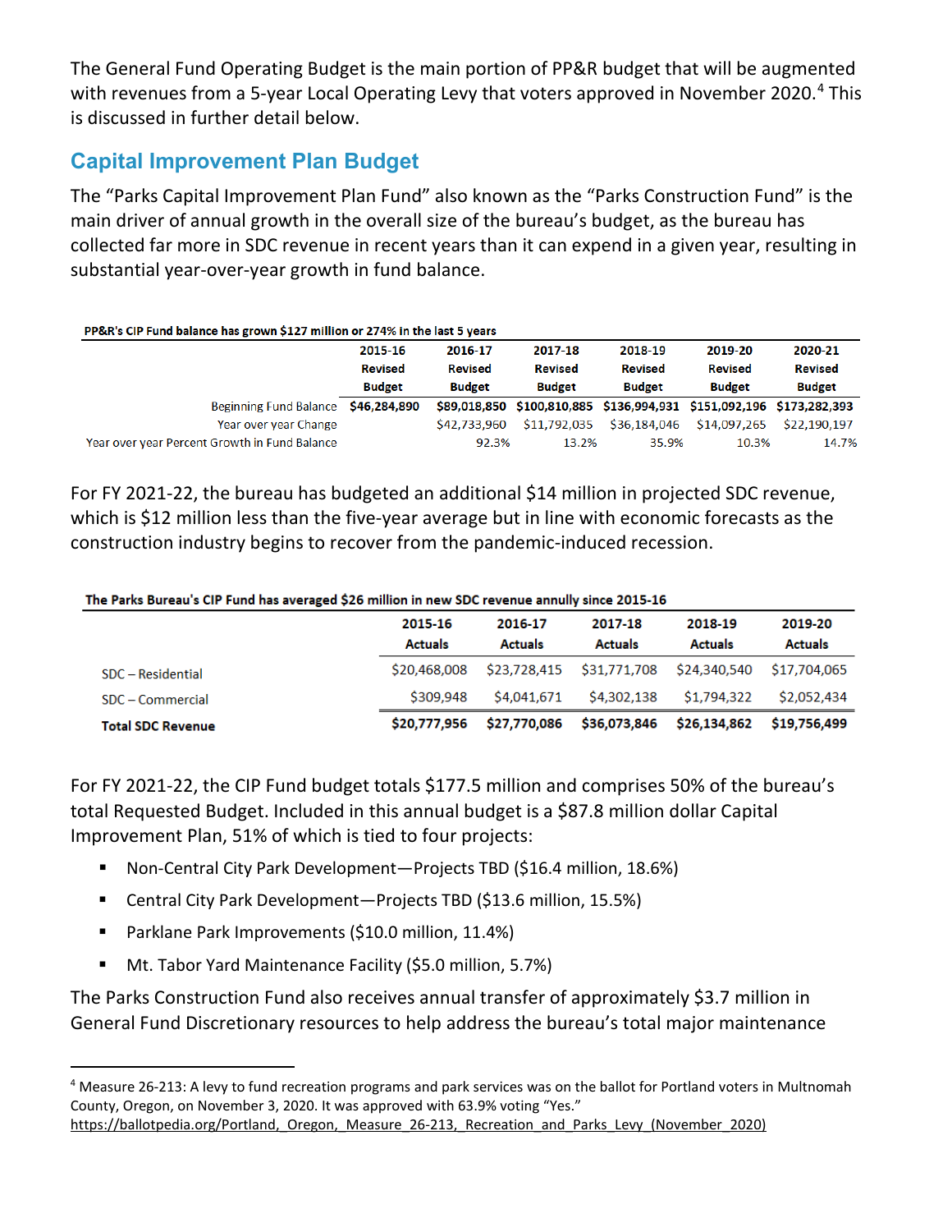The General Fund Operating Budget is the main portion of PP&R budget that will be augmented with revenues from a 5-year Local Operating Levy that voters approved in November 2020.[4] This is discussed in further detail below.

## Capital Improvement Plan Budget

The "Parks Capital Improvement Plan Fund" also known as the "Parks Construction Fund" is the main driver of annual growth in the overall size of the bureau's budget, as the bureau has collected far more in SDC revenue in recent years than it can expend in a given year, resulting in substantial year-over-year growth in fund balance.

**PP&R's CIP Fund balance has grown $127 million or 274% in the last 5 years**

| | 2015-16 Revised Budget | 2016-17 Revised Budget | 2017-18 Revised Budget | 2018-19 Revised Budget | 2019-20 Revised Budget | 2020-21 Revised Budget |
|---|---|---|---|---|---|---|
| Beginning Fund Balance | $46,284,890 | $89,018,850 | $100,810,885 | $136,994,931 | $151,092,196 | $173,282,393 |
| Year over year Change | | $42,733,960 | $11,792,035 | $36,184,046 | $14,097,265 | $22,190,197 |
| Year over year Percent Growth in Fund Balance | | 92.3% | 13.2% | 35.9% | 10.3% | 14.7% |

For FY 2021-22, the bureau has budgeted an additional $14 million in projected SDC revenue, which is $12 million less than the five-year average but in line with economic forecasts as the construction industry begins to recover from the pandemic-induced recession.

**The Parks Bureau's CIP Fund has averaged $26 million in new SDC revenue annually since 2015-16**

| | 2015-16 Actuals | 2016-17 Actuals | 2017-18 Actuals | 2018-19 Actuals | 2019-20 Actuals |
|---|---|---|---|---|---|
| SDC – Residential | $20,468,008 | $23,728,415 | $31,771,708 | $24,340,540 | $17,704,065 |
| SDC – Commercial | $309,948 | $4,041,671 | $4,302,138 | $1,794,322 | $2,052,434 |
| **Total SDC Revenue** | **$20,777,956** | **$27,770,086** | **$36,073,846** | **$26,134,862** | **$19,756,499** |

For FY 2021-22, the CIP Fund budget totals $177.5 million and comprises 50% of the bureau's total Requested Budget. Included in this annual budget is a $87.8 million dollar Capital Improvement Plan, 51% of which is tied to four projects:

- Non-Central City Park Development—Projects TBD ($16.4 million, 18.6%)
- Central City Park Development—Projects TBD ($13.6 million, 15.5%)
- Parklane Park Improvements ($10.0 million, 11.4%)
- Mt. Tabor Yard Maintenance Facility ($5.0 million, 5.7%)

The Parks Construction Fund also receives annual transfer of approximately $3.7 million in General Fund Discretionary resources to help address the bureau's total major maintenance

---

[4] Measure 26-213: A levy to fund recreation programs and park services was on the ballot for Portland voters in Multnomah County, Oregon, on November 3, 2020. It was approved with 63.9% voting "Yes." https://ballotpedia.org/Portland,_Oregon,_Measure_26-213,_Recreation_and_Parks_Levy_(November_2020)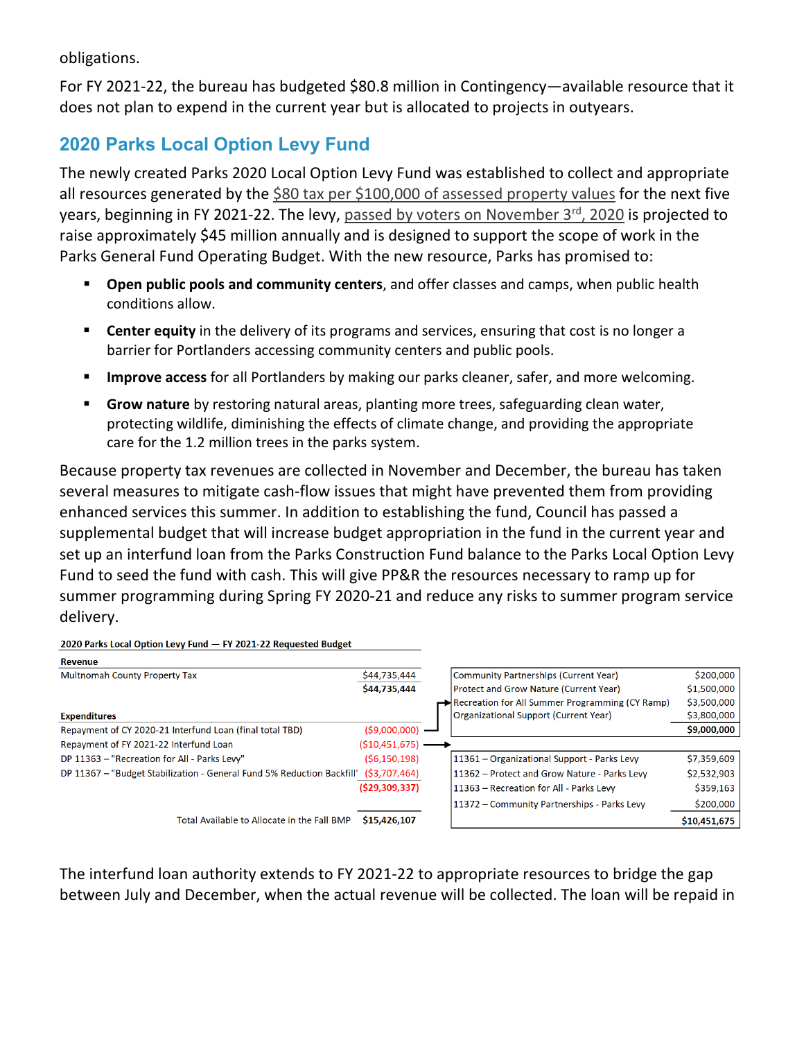obligations.

For FY 2021-22, the bureau has budgeted $80.8 million in Contingency—available resource that it does not plan to expend in the current year but is allocated to projects in outyears.

## 2020 Parks Local Option Levy Fund

The newly created Parks 2020 Local Option Levy Fund was established to collect and appropriate all resources generated by the $80 tax per $100,000 of assessed property values for the next five years, beginning in FY 2021-22. The levy, passed by voters on November 3rd, 2020 is projected to raise approximately $45 million annually and is designed to support the scope of work in the Parks General Fund Operating Budget. With the new resource, Parks has promised to:

- **Open public pools and community centers**, and offer classes and camps, when public health conditions allow.
- **Center equity** in the delivery of its programs and services, ensuring that cost is no longer a barrier for Portlanders accessing community centers and public pools.
- **Improve access** for all Portlanders by making our parks cleaner, safer, and more welcoming.
- **Grow nature** by restoring natural areas, planting more trees, safeguarding clean water, protecting wildlife, diminishing the effects of climate change, and providing the appropriate care for the 1.2 million trees in the parks system.

Because property tax revenues are collected in November and December, the bureau has taken several measures to mitigate cash-flow issues that might have prevented them from providing enhanced services this summer. In addition to establishing the fund, Council has passed a supplemental budget that will increase budget appropriation in the fund in the current year and set up an interfund loan from the Parks Construction Fund balance to the Parks Local Option Levy Fund to seed the fund with cash. This will give PP&R the resources necessary to ramp up for summer programming during Spring FY 2020-21 and reduce any risks to summer program service delivery.

**2020 Parks Local Option Levy Fund — FY 2021-22 Requested Budget**

| | |
|---|---|
| **Revenue** | |
| Multnomah County Property Tax | $44,735,444 |
| | **$44,735,444** |
| **Expenditures** | |
| Repayment of CY 2020-21 Interfund Loan (final total TBD) | ($9,000,000) |
| Repayment of FY 2021-22 Interfund Loan | ($10,451,675) |
| DP 11363 – "Recreation for All - Parks Levy" | ($6,150,198) |
| DP 11367 – "Budget Stabilization - General Fund 5% Reduction Backfill" | ($3,707,464) |
| | **($29,309,337)** |
| Total Available to Allocate in the Fall BMP | **$15,426,107** |

Repayment of CY 2020-21 Interfund Loan:

| | |
|---|---|
| Community Partnerships (Current Year) | $200,000 |
| Protect and Grow Nature (Current Year) | $1,500,000 |
| Recreation for All Summer Programming (CY Ramp) | $3,500,000 |
| Organizational Support (Current Year) | $3,800,000 |
| | **$9,000,000** |

Repayment of FY 2021-22 Interfund Loan:

| | |
|---|---|
| 11361 – Organizational Support - Parks Levy | $7,359,609 |
| 11362 – Protect and Grow Nature - Parks Levy | $2,532,903 |
| 11363 – Recreation for All - Parks Levy | $359,163 |
| 11372 – Community Partnerships - Parks Levy | $200,000 |
| | **$10,451,675** |

The interfund loan authority extends to FY 2021-22 to appropriate resources to bridge the gap between July and December, when the actual revenue will be collected. The loan will be repaid in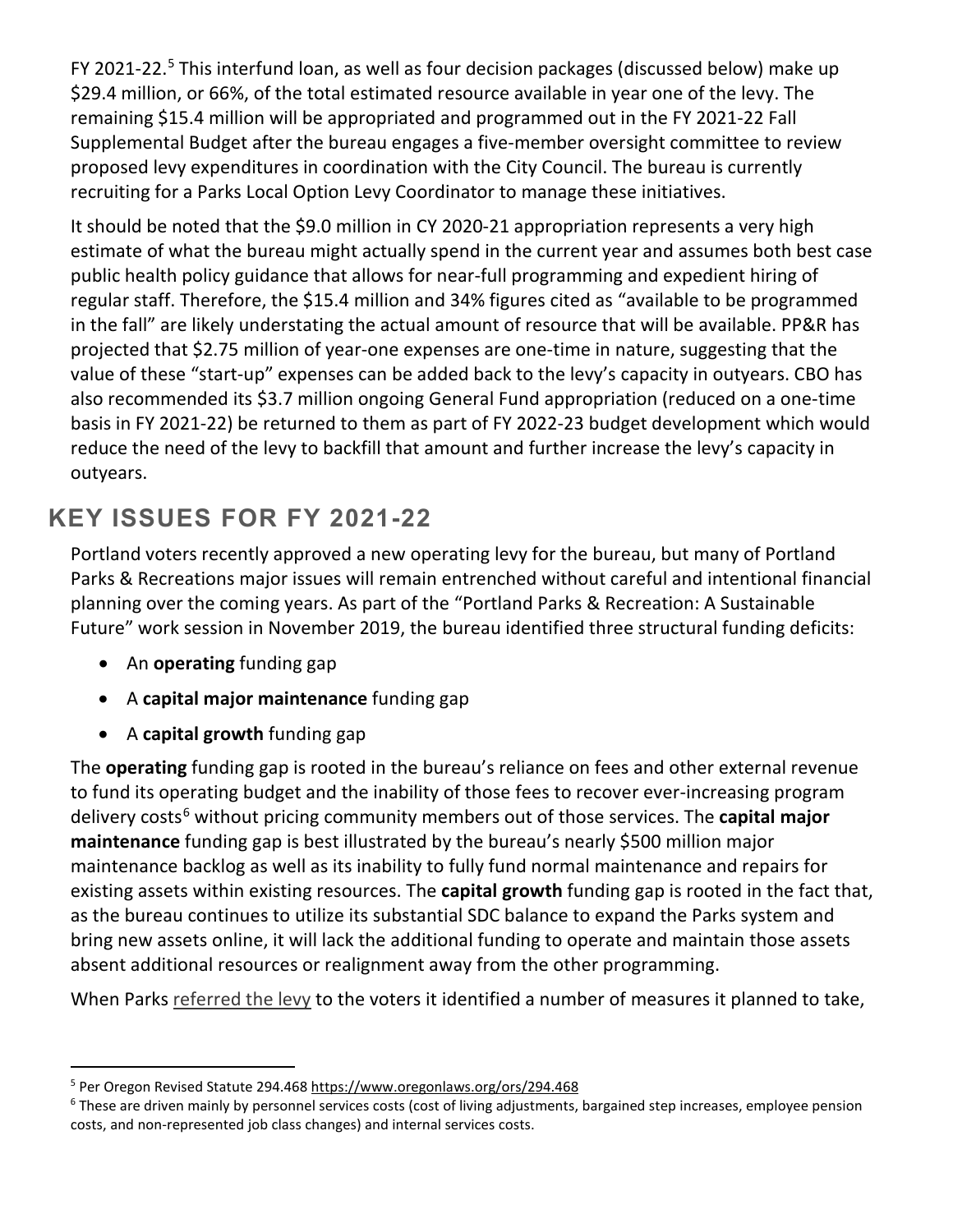FY 2021-22.[5] This interfund loan, as well as four decision packages (discussed below) make up $29.4 million, or 66%, of the total estimated resource available in year one of the levy. The remaining $15.4 million will be appropriated and programmed out in the FY 2021-22 Fall Supplemental Budget after the bureau engages a five-member oversight committee to review proposed levy expenditures in coordination with the City Council. The bureau is currently recruiting for a Parks Local Option Levy Coordinator to manage these initiatives.

It should be noted that the $9.0 million in CY 2020-21 appropriation represents a very high estimate of what the bureau might actually spend in the current year and assumes both best case public health policy guidance that allows for near-full programming and expedient hiring of regular staff. Therefore, the $15.4 million and 34% figures cited as "available to be programmed in the fall" are likely understating the actual amount of resource that will be available. PP&R has projected that $2.75 million of year-one expenses are one-time in nature, suggesting that the value of these "start-up" expenses can be added back to the levy's capacity in outyears. CBO has also recommended its $3.7 million ongoing General Fund appropriation (reduced on a one-time basis in FY 2021-22) be returned to them as part of FY 2022-23 budget development which would reduce the need of the levy to backfill that amount and further increase the levy's capacity in outyears.

## KEY ISSUES FOR FY 2021-22

Portland voters recently approved a new operating levy for the bureau, but many of Portland Parks & Recreations major issues will remain entrenched without careful and intentional financial planning over the coming years. As part of the "Portland Parks & Recreation: A Sustainable Future" work session in November 2019, the bureau identified three structural funding deficits:

- An **operating** funding gap
- A **capital major maintenance** funding gap
- A **capital growth** funding gap

The **operating** funding gap is rooted in the bureau's reliance on fees and other external revenue to fund its operating budget and the inability of those fees to recover ever-increasing program delivery costs[6] without pricing community members out of those services. The **capital major maintenance** funding gap is best illustrated by the bureau's nearly $500 million major maintenance backlog as well as its inability to fully fund normal maintenance and repairs for existing assets within existing resources. The **capital growth** funding gap is rooted in the fact that, as the bureau continues to utilize its substantial SDC balance to expand the Parks system and bring new assets online, it will lack the additional funding to operate and maintain those assets absent additional resources or realignment away from the other programming.

When Parks referred the levy to the voters it identified a number of measures it planned to take,

[5] Per Oregon Revised Statute 294.468 https://www.oregonlaws.org/ors/294.468

[6] These are driven mainly by personnel services costs (cost of living adjustments, bargained step increases, employee pension costs, and non-represented job class changes) and internal services costs.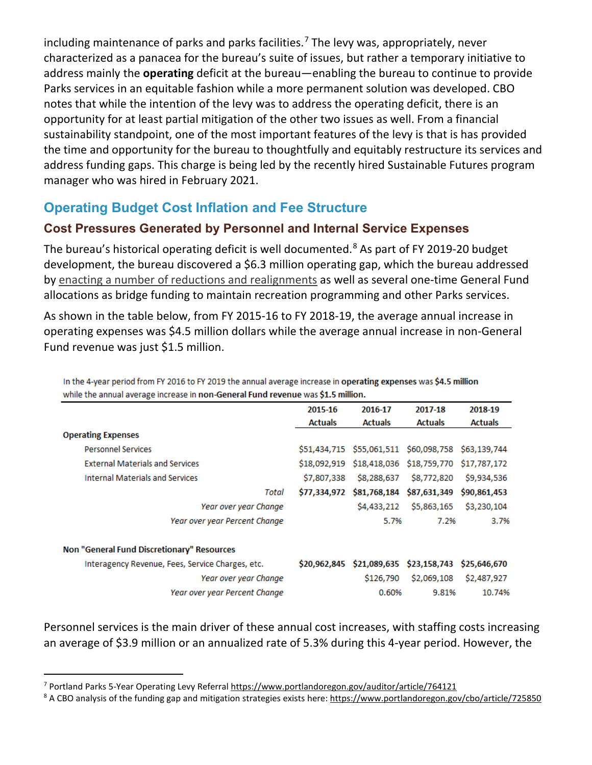including maintenance of parks and parks facilities.[7] The levy was, appropriately, never characterized as a panacea for the bureau's suite of issues, but rather a temporary initiative to address mainly the **operating** deficit at the bureau—enabling the bureau to continue to provide Parks services in an equitable fashion while a more permanent solution was developed. CBO notes that while the intention of the levy was to address the operating deficit, there is an opportunity for at least partial mitigation of the other two issues as well. From a financial sustainability standpoint, one of the most important features of the levy is that is has provided the time and opportunity for the bureau to thoughtfully and equitably restructure its services and address funding gaps. This charge is being led by the recently hired Sustainable Futures program manager who was hired in February 2021.

## Operating Budget Cost Inflation and Fee Structure

### Cost Pressures Generated by Personnel and Internal Service Expenses

The bureau's historical operating deficit is well documented.[8] As part of FY 2019-20 budget development, the bureau discovered a $6.3 million operating gap, which the bureau addressed by enacting a number of reductions and realignments as well as several one-time General Fund allocations as bridge funding to maintain recreation programming and other Parks services.

As shown in the table below, from FY 2015-16 to FY 2018-19, the average annual increase in operating expenses was $4.5 million dollars while the average annual increase in non-General Fund revenue was just $1.5 million.

In the 4-year period from FY 2016 to FY 2019 the annual average increase in **operating expenses** was **$4.5 million** while the annual average increase in **non-General Fund revenue** was **$1.5 million.**

| | 2015-16 Actuals | 2016-17 Actuals | 2017-18 Actuals | 2018-19 Actuals |
|---|---|---|---|---|
| **Operating Expenses** | | | | |
| Personnel Services | $51,434,715 | $55,061,511 | $60,098,758 | $63,139,744 |
| External Materials and Services | $18,092,919 | $18,418,036 | $18,759,770 | $17,787,172 |
| Internal Materials and Services | $7,807,338 | $8,288,637 | $8,772,820 | $9,934,536 |
| *Total* | **$77,334,972** | **$81,768,184** | **$87,631,349** | **$90,861,453** |
| *Year over year Change* | | $4,433,212 | $5,863,165 | $3,230,104 |
| *Year over year Percent Change* | | 5.7% | 7.2% | 3.7% |
| | | | | |
| **Non "General Fund Discretionary" Resources** | | | | |
| Interagency Revenue, Fees, Service Charges, etc. | **$20,962,845** | **$21,089,635** | **$23,158,743** | **$25,646,670** |
| *Year over year Change* | | $126,790 | $2,069,108 | $2,487,927 |
| *Year over year Percent Change* | | 0.60% | 9.81% | 10.74% |

Personnel services is the main driver of these annual cost increases, with staffing costs increasing an average of $3.9 million or an annualized rate of 5.3% during this 4-year period. However, the

[7] Portland Parks 5-Year Operating Levy Referral https://www.portlandoregon.gov/auditor/article/764121

[8] A CBO analysis of the funding gap and mitigation strategies exists here: https://www.portlandoregon.gov/cbo/article/725850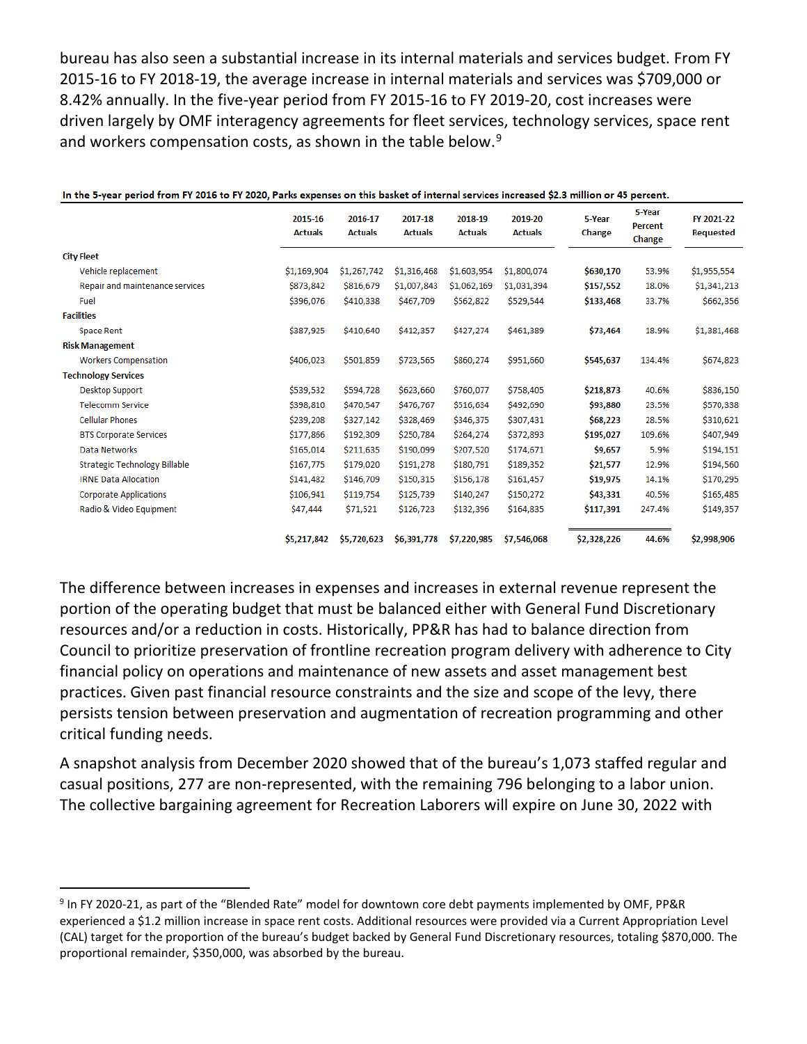bureau has also seen a substantial increase in its internal materials and services budget. From FY 2015-16 to FY 2018-19, the average increase in internal materials and services was $709,000 or 8.42% annually. In the five-year period from FY 2015-16 to FY 2019-20, cost increases were driven largely by OMF interagency agreements for fleet services, technology services, space rent and workers compensation costs, as shown in the table below.[9]

**In the 5-year period from FY 2016 to FY 2020, Parks expenses on this basket of internal services increased $2.3 million or 45 percent.**

| | 2015-16 Actuals | 2016-17 Actuals | 2017-18 Actuals | 2018-19 Actuals | 2019-20 Actuals | 5-Year Change | 5-Year Percent Change | FY 2021-22 Requested |
|---|---|---|---|---|---|---|---|---|
| **City Fleet** | | | | | | | | |
| Vehicle replacement | $1,169,904 | $1,267,742 | $1,316,468 | $1,603,954 | $1,800,074 | **$630,170** | 53.9% | $1,955,554 |
| Repair and maintenance services | $873,842 | $816,679 | $1,007,843 | $1,062,169 | $1,031,394 | **$157,552** | 18.0% | $1,341,213 |
| Fuel | $396,076 | $410,338 | $467,709 | $562,822 | $529,544 | **$133,468** | 33.7% | $662,356 |
| **Facilities** | | | | | | | | |
| Space Rent | $387,925 | $410,640 | $412,357 | $427,274 | $461,389 | **$73,464** | 18.9% | $1,381,468 |
| **Risk Management** | | | | | | | | |
| Workers Compensation | $406,023 | $501,859 | $723,565 | $860,274 | $951,660 | **$545,637** | 134.4% | $674,823 |
| **Technology Services** | | | | | | | | |
| Desktop Support | $539,532 | $594,728 | $623,660 | $760,077 | $758,405 | **$218,873** | 40.6% | $836,150 |
| Telecomm Service | $398,810 | $470,547 | $476,767 | $516,634 | $492,690 | **$93,880** | 23.5% | $570,338 |
| Cellular Phones | $239,208 | $327,142 | $328,469 | $346,375 | $307,431 | **$68,223** | 28.5% | $310,621 |
| BTS Corporate Services | $177,866 | $192,309 | $250,784 | $264,274 | $372,893 | **$195,027** | 109.6% | $407,949 |
| Data Networks | $165,014 | $211,635 | $190,099 | $207,520 | $174,671 | **$9,657** | 5.9% | $194,151 |
| Strategic Technology Billable | $167,775 | $179,020 | $191,278 | $180,791 | $189,352 | **$21,577** | 12.9% | $194,560 |
| IRNE Data Allocation | $141,482 | $146,709 | $150,315 | $156,178 | $161,457 | **$19,975** | 14.1% | $170,295 |
| Corporate Applications | $106,941 | $119,754 | $125,739 | $140,247 | $150,272 | **$43,331** | 40.5% | $165,485 |
| Radio & Video Equipment | $47,444 | $71,521 | $126,723 | $132,396 | $164,835 | **$117,391** | 247.4% | $149,357 |
| | **$5,217,842** | **$5,720,623** | **$6,391,778** | **$7,220,985** | **$7,546,068** | **$2,328,226** | **44.6%** | **$2,998,906** |

The difference between increases in expenses and increases in external revenue represent the portion of the operating budget that must be balanced either with General Fund Discretionary resources and/or a reduction in costs. Historically, PP&R has had to balance direction from Council to prioritize preservation of frontline recreation program delivery with adherence to City financial policy on operations and maintenance of new assets and asset management best practices. Given past financial resource constraints and the size and scope of the levy, there persists tension between preservation and augmentation of recreation programming and other critical funding needs.

A snapshot analysis from December 2020 showed that of the bureau's 1,073 staffed regular and casual positions, 277 are non-represented, with the remaining 796 belonging to a labor union. The collective bargaining agreement for Recreation Laborers will expire on June 30, 2022 with

[9] In FY 2020-21, as part of the "Blended Rate" model for downtown core debt payments implemented by OMF, PP&R experienced a $1.2 million increase in space rent costs. Additional resources were provided via a Current Appropriation Level (CAL) target for the proportion of the bureau's budget backed by General Fund Discretionary resources, totaling $870,000. The proportional remainder, $350,000, was absorbed by the bureau.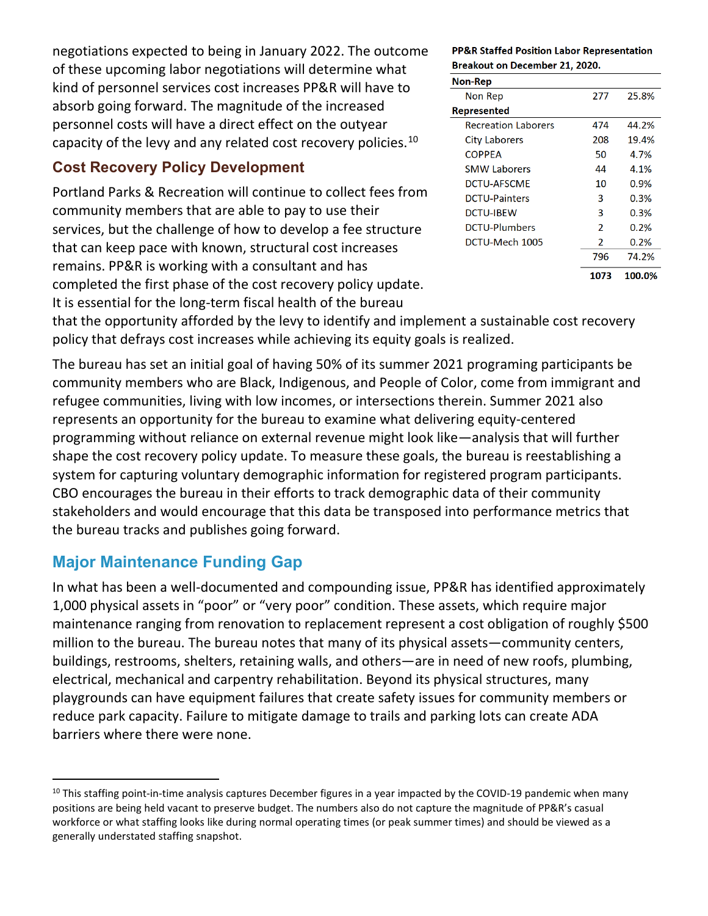negotiations expected to being in January 2022. The outcome of these upcoming labor negotiations will determine what kind of personnel services cost increases PP&R will have to absorb going forward. The magnitude of the increased personnel costs will have a direct effect on the outyear capacity of the levy and any related cost recovery policies.[10]

**PP&R Staffed Position Labor Representation Breakout on December 21, 2020.**

| | | |
|---|---|---|
| **Non-Rep** | | |
| Non Rep | 277 | 25.8% |
| **Represented** | | |
| Recreation Laborers | 474 | 44.2% |
| City Laborers | 208 | 19.4% |
| COPPEA | 50 | 4.7% |
| SMW Laborers | 44 | 4.1% |
| DCTU-AFSCME | 10 | 0.9% |
| DCTU-Painters | 3 | 0.3% |
| DCTU-IBEW | 3 | 0.3% |
| DCTU-Plumbers | 2 | 0.2% |
| DCTU-Mech 1005 | 2 | 0.2% |
| | 796 | 74.2% |
| | **1073** | **100.0%** |

## Cost Recovery Policy Development

Portland Parks & Recreation will continue to collect fees from community members that are able to pay to use their services, but the challenge of how to develop a fee structure that can keep pace with known, structural cost increases remains. PP&R is working with a consultant and has completed the first phase of the cost recovery policy update. It is essential for the long-term fiscal health of the bureau that the opportunity afforded by the levy to identify and implement a sustainable cost recovery policy that defrays cost increases while achieving its equity goals is realized.

The bureau has set an initial goal of having 50% of its summer 2021 programing participants be community members who are Black, Indigenous, and People of Color, come from immigrant and refugee communities, living with low incomes, or intersections therein. Summer 2021 also represents an opportunity for the bureau to examine what delivering equity-centered programming without reliance on external revenue might look like—analysis that will further shape the cost recovery policy update. To measure these goals, the bureau is reestablishing a system for capturing voluntary demographic information for registered program participants. CBO encourages the bureau in their efforts to track demographic data of their community stakeholders and would encourage that this data be transposed into performance metrics that the bureau tracks and publishes going forward.

## Major Maintenance Funding Gap

In what has been a well-documented and compounding issue, PP&R has identified approximately 1,000 physical assets in "poor" or "very poor" condition. These assets, which require major maintenance ranging from renovation to replacement represent a cost obligation of roughly $500 million to the bureau. The bureau notes that many of its physical assets—community centers, buildings, restrooms, shelters, retaining walls, and others—are in need of new roofs, plumbing, electrical, mechanical and carpentry rehabilitation. Beyond its physical structures, many playgrounds can have equipment failures that create safety issues for community members or reduce park capacity. Failure to mitigate damage to trails and parking lots can create ADA barriers where there were none.

---

[10] This staffing point-in-time analysis captures December figures in a year impacted by the COVID-19 pandemic when many positions are being held vacant to preserve budget. The numbers also do not capture the magnitude of PP&R's casual workforce or what staffing looks like during normal operating times (or peak summer times) and should be viewed as a generally understated staffing snapshot.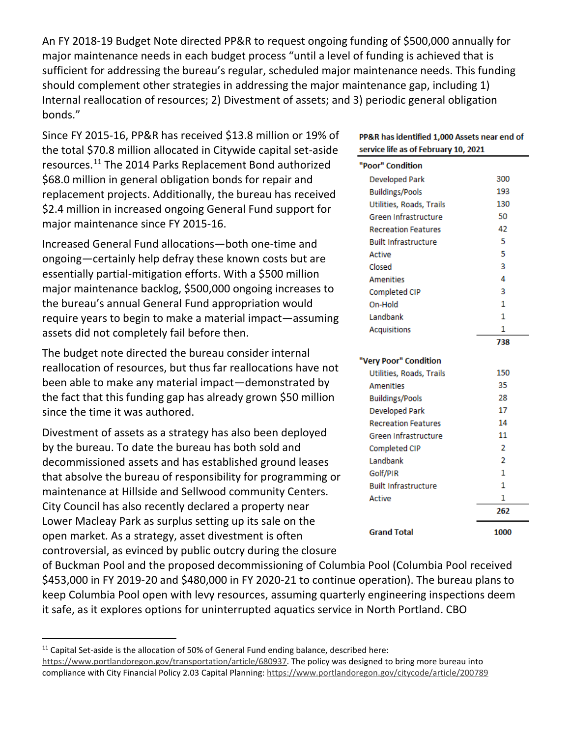An FY 2018-19 Budget Note directed PP&R to request ongoing funding of $500,000 annually for major maintenance needs in each budget process "until a level of funding is achieved that is sufficient for addressing the bureau's regular, scheduled major maintenance needs. This funding should complement other strategies in addressing the major maintenance gap, including 1) Internal reallocation of resources; 2) Divestment of assets; and 3) periodic general obligation bonds."

Since FY 2015-16, PP&R has received $13.8 million or 19% of the total $70.8 million allocated in Citywide capital set-aside resources.[11] The 2014 Parks Replacement Bond authorized $68.0 million in general obligation bonds for repair and replacement projects. Additionally, the bureau has received $2.4 million in increased ongoing General Fund support for major maintenance since FY 2015-16.

Increased General Fund allocations—both one-time and ongoing—certainly help defray these known costs but are essentially partial-mitigation efforts. With a $500 million major maintenance backlog, $500,000 ongoing increases to the bureau's annual General Fund appropriation would require years to begin to make a material impact—assuming assets did not completely fail before then.

The budget note directed the bureau consider internal reallocation of resources, but thus far reallocations have not been able to make any material impact—demonstrated by the fact that this funding gap has already grown $50 million since the time it was authored.

Divestment of assets as a strategy has also been deployed by the bureau. To date the bureau has both sold and decommissioned assets and has established ground leases that absolve the bureau of responsibility for programming or maintenance at Hillside and Sellwood community Centers. City Council has also recently declared a property near Lower Macleay Park as surplus setting up its sale on the open market. As a strategy, asset divestment is often controversial, as evinced by public outcry during the closure of Buckman Pool and the proposed decommissioning of Columbia Pool (Columbia Pool received $453,000 in FY 2019-20 and $480,000 in FY 2020-21 to continue operation). The bureau plans to keep Columbia Pool open with levy resources, assuming quarterly engineering inspections deem it safe, as it explores options for uninterrupted aquatics service in North Portland. CBO

**PP&R has identified 1,000 Assets near end of service life as of February 10, 2021**

| | |
|---|---|
| **"Poor" Condition** | |
| Developed Park | 300 |
| Buildings/Pools | 193 |
| Utilities, Roads, Trails | 130 |
| Green Infrastructure | 50 |
| Recreation Features | 42 |
| Built Infrastructure | 5 |
| Active | 5 |
| Closed | 3 |
| Amenities | 4 |
| Completed CIP | 3 |
| On-Hold | 1 |
| Landbank | 1 |
| Acquisitions | 1 |
| | **738** |
| **"Very Poor" Condition** | |
| Utilities, Roads, Trails | 150 |
| Amenities | 35 |
| Buildings/Pools | 28 |
| Developed Park | 17 |
| Recreation Features | 14 |
| Green Infrastructure | 11 |
| Completed CIP | 2 |
| Landbank | 2 |
| Golf/PIR | 1 |
| Built Infrastructure | 1 |
| Active | 1 |
| | **262** |
| **Grand Total** | **1000** |

[11] Capital Set-aside is the allocation of 50% of General Fund ending balance, described here: https://www.portlandoregon.gov/transportation/article/680937. The policy was designed to bring more bureau into compliance with City Financial Policy 2.03 Capital Planning: https://www.portlandoregon.gov/citycode/article/200789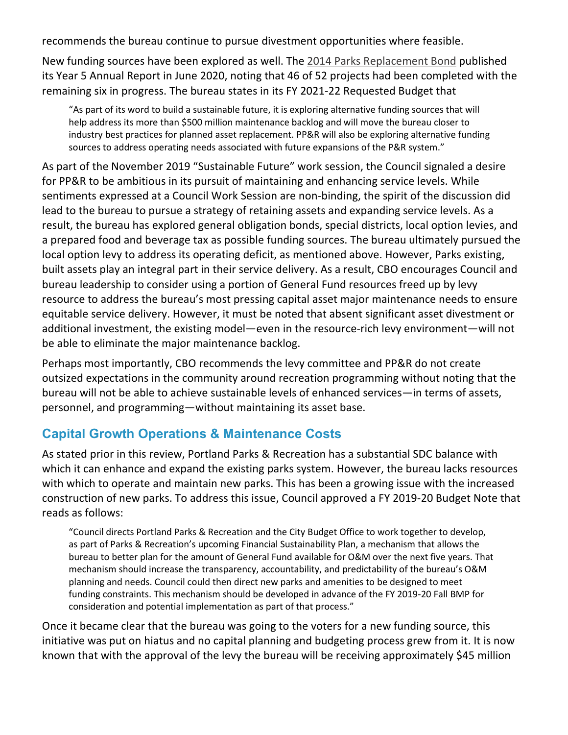recommends the bureau continue to pursue divestment opportunities where feasible.

New funding sources have been explored as well. The 2014 Parks Replacement Bond published its Year 5 Annual Report in June 2020, noting that 46 of 52 projects had been completed with the remaining six in progress. The bureau states in its FY 2021-22 Requested Budget that

> "As part of its word to build a sustainable future, it is exploring alternative funding sources that will help address its more than $500 million maintenance backlog and will move the bureau closer to industry best practices for planned asset replacement. PP&R will also be exploring alternative funding sources to address operating needs associated with future expansions of the P&R system."

As part of the November 2019 "Sustainable Future" work session, the Council signaled a desire for PP&R to be ambitious in its pursuit of maintaining and enhancing service levels. While sentiments expressed at a Council Work Session are non-binding, the spirit of the discussion did lead to the bureau to pursue a strategy of retaining assets and expanding service levels. As a result, the bureau has explored general obligation bonds, special districts, local option levies, and a prepared food and beverage tax as possible funding sources. The bureau ultimately pursued the local option levy to address its operating deficit, as mentioned above. However, Parks existing, built assets play an integral part in their service delivery. As a result, CBO encourages Council and bureau leadership to consider using a portion of General Fund resources freed up by levy resource to address the bureau's most pressing capital asset major maintenance needs to ensure equitable service delivery. However, it must be noted that absent significant asset divestment or additional investment, the existing model—even in the resource-rich levy environment—will not be able to eliminate the major maintenance backlog.

Perhaps most importantly, CBO recommends the levy committee and PP&R do not create outsized expectations in the community around recreation programming without noting that the bureau will not be able to achieve sustainable levels of enhanced services—in terms of assets, personnel, and programming—without maintaining its asset base.

## Capital Growth Operations & Maintenance Costs

As stated prior in this review, Portland Parks & Recreation has a substantial SDC balance with which it can enhance and expand the existing parks system. However, the bureau lacks resources with which to operate and maintain new parks. This has been a growing issue with the increased construction of new parks. To address this issue, Council approved a FY 2019-20 Budget Note that reads as follows:

> "Council directs Portland Parks & Recreation and the City Budget Office to work together to develop, as part of Parks & Recreation's upcoming Financial Sustainability Plan, a mechanism that allows the bureau to better plan for the amount of General Fund available for O&M over the next five years. That mechanism should increase the transparency, accountability, and predictability of the bureau's O&M planning and needs. Council could then direct new parks and amenities to be designed to meet funding constraints. This mechanism should be developed in advance of the FY 2019-20 Fall BMP for consideration and potential implementation as part of that process."

Once it became clear that the bureau was going to the voters for a new funding source, this initiative was put on hiatus and no capital planning and budgeting process grew from it. It is now known that with the approval of the levy the bureau will be receiving approximately $45 million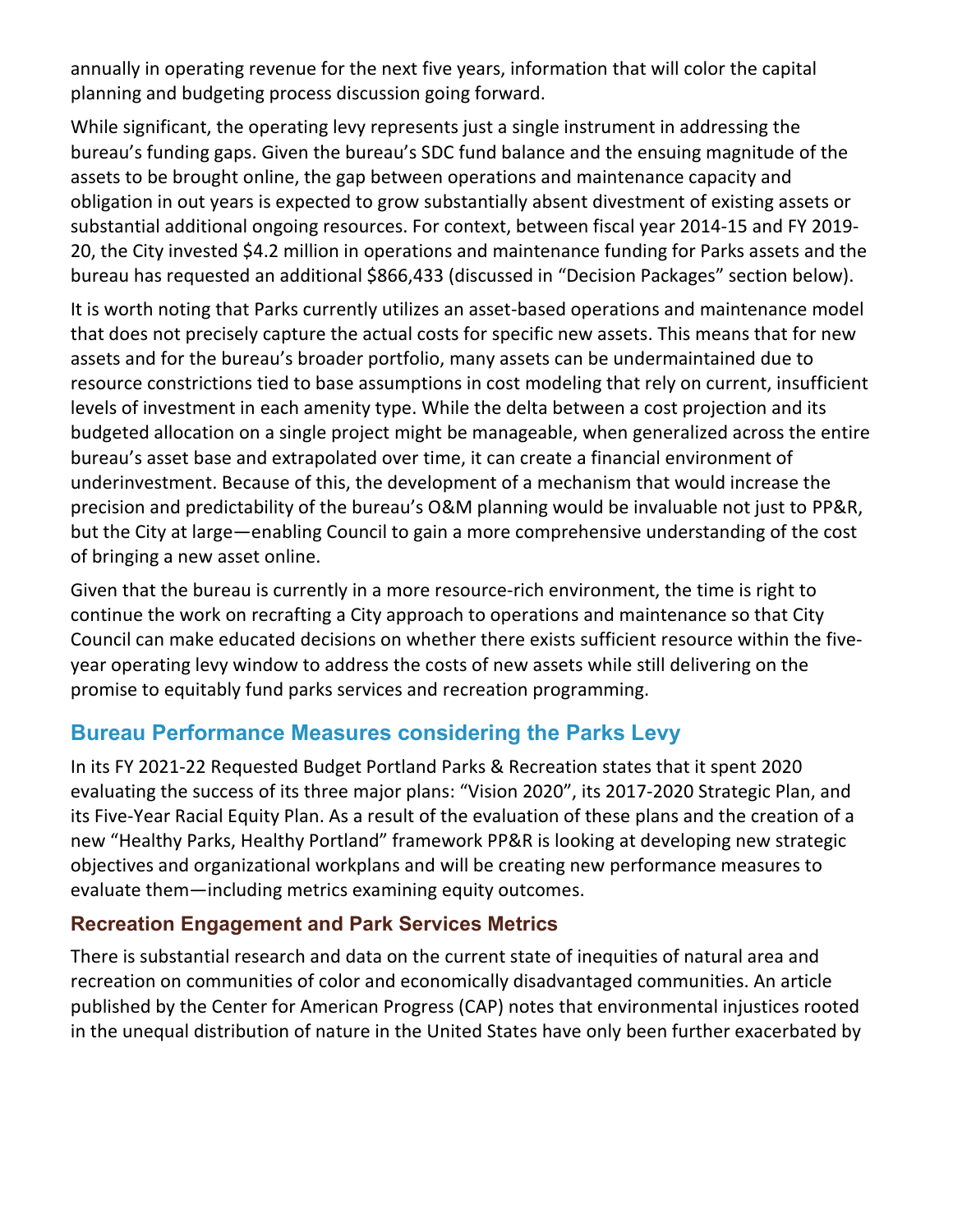annually in operating revenue for the next five years, information that will color the capital planning and budgeting process discussion going forward.

While significant, the operating levy represents just a single instrument in addressing the bureau's funding gaps. Given the bureau's SDC fund balance and the ensuing magnitude of the assets to be brought online, the gap between operations and maintenance capacity and obligation in out years is expected to grow substantially absent divestment of existing assets or substantial additional ongoing resources. For context, between fiscal year 2014-15 and FY 2019-20, the City invested $4.2 million in operations and maintenance funding for Parks assets and the bureau has requested an additional $866,433 (discussed in "Decision Packages" section below).

It is worth noting that Parks currently utilizes an asset-based operations and maintenance model that does not precisely capture the actual costs for specific new assets. This means that for new assets and for the bureau's broader portfolio, many assets can be undermaintained due to resource constrictions tied to base assumptions in cost modeling that rely on current, insufficient levels of investment in each amenity type. While the delta between a cost projection and its budgeted allocation on a single project might be manageable, when generalized across the entire bureau's asset base and extrapolated over time, it can create a financial environment of underinvestment. Because of this, the development of a mechanism that would increase the precision and predictability of the bureau's O&M planning would be invaluable not just to PP&R, but the City at large—enabling Council to gain a more comprehensive understanding of the cost of bringing a new asset online.

Given that the bureau is currently in a more resource-rich environment, the time is right to continue the work on recrafting a City approach to operations and maintenance so that City Council can make educated decisions on whether there exists sufficient resource within the five-year operating levy window to address the costs of new assets while still delivering on the promise to equitably fund parks services and recreation programming.

## Bureau Performance Measures considering the Parks Levy

In its FY 2021-22 Requested Budget Portland Parks & Recreation states that it spent 2020 evaluating the success of its three major plans: "Vision 2020", its 2017-2020 Strategic Plan, and its Five-Year Racial Equity Plan. As a result of the evaluation of these plans and the creation of a new "Healthy Parks, Healthy Portland" framework PP&R is looking at developing new strategic objectives and organizational workplans and will be creating new performance measures to evaluate them—including metrics examining equity outcomes.

### Recreation Engagement and Park Services Metrics

There is substantial research and data on the current state of inequities of natural area and recreation on communities of color and economically disadvantaged communities. An article published by the Center for American Progress (CAP) notes that environmental injustices rooted in the unequal distribution of nature in the United States have only been further exacerbated by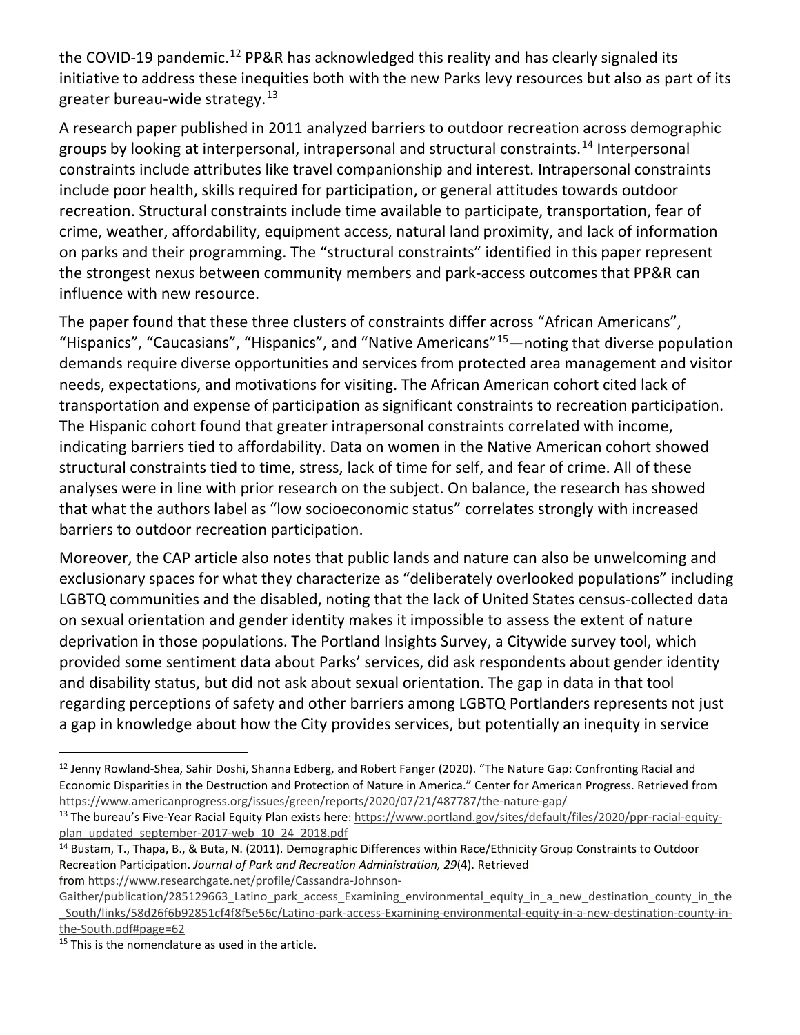the COVID-19 pandemic.[12] PP&R has acknowledged this reality and has clearly signaled its initiative to address these inequities both with the new Parks levy resources but also as part of its greater bureau-wide strategy.[13]

A research paper published in 2011 analyzed barriers to outdoor recreation across demographic groups by looking at interpersonal, intrapersonal and structural constraints.[14] Interpersonal constraints include attributes like travel companionship and interest. Intrapersonal constraints include poor health, skills required for participation, or general attitudes towards outdoor recreation. Structural constraints include time available to participate, transportation, fear of crime, weather, affordability, equipment access, natural land proximity, and lack of information on parks and their programming. The "structural constraints" identified in this paper represent the strongest nexus between community members and park-access outcomes that PP&R can influence with new resource.

The paper found that these three clusters of constraints differ across "African Americans", "Hispanics", "Caucasians", "Hispanics", and "Native Americans"[15]—noting that diverse population demands require diverse opportunities and services from protected area management and visitor needs, expectations, and motivations for visiting. The African American cohort cited lack of transportation and expense of participation as significant constraints to recreation participation. The Hispanic cohort found that greater intrapersonal constraints correlated with income, indicating barriers tied to affordability. Data on women in the Native American cohort showed structural constraints tied to time, stress, lack of time for self, and fear of crime. All of these analyses were in line with prior research on the subject. On balance, the research has showed that what the authors label as "low socioeconomic status" correlates strongly with increased barriers to outdoor recreation participation.

Moreover, the CAP article also notes that public lands and nature can also be unwelcoming and exclusionary spaces for what they characterize as "deliberately overlooked populations" including LGBTQ communities and the disabled, noting that the lack of United States census-collected data on sexual orientation and gender identity makes it impossible to assess the extent of nature deprivation in those populations. The Portland Insights Survey, a Citywide survey tool, which provided some sentiment data about Parks' services, did ask respondents about gender identity and disability status, but did not ask about sexual orientation. The gap in data in that tool regarding perceptions of safety and other barriers among LGBTQ Portlanders represents not just a gap in knowledge about how the City provides services, but potentially an inequity in service

---

[12] Jenny Rowland-Shea, Sahir Doshi, Shanna Edberg, and Robert Fanger (2020). "The Nature Gap: Confronting Racial and Economic Disparities in the Destruction and Protection of Nature in America." Center for American Progress. Retrieved from https://www.americanprogress.org/issues/green/reports/2020/07/21/487787/the-nature-gap/

[13] The bureau's Five-Year Racial Equity Plan exists here: https://www.portland.gov/sites/default/files/2020/ppr-racial-equity-plan_updated_september-2017-web_10_24_2018.pdf

[14] Bustam, T., Thapa, B., & Buta, N. (2011). Demographic Differences within Race/Ethnicity Group Constraints to Outdoor Recreation Participation. *Journal of Park and Recreation Administration, 29*(4). Retrieved from https://www.researchgate.net/profile/Cassandra-Johnson-Gaither/publication/285129663_Latino_park_access_Examining_environmental_equity_in_a_new_destination_county_in_the_South/links/58d26f6b92851cf4f8f5e56c/Latino-park-access-Examining-environmental-equity-in-a-new-destination-county-in-the-South.pdf#page=62

[15] This is the nomenclature as used in the article.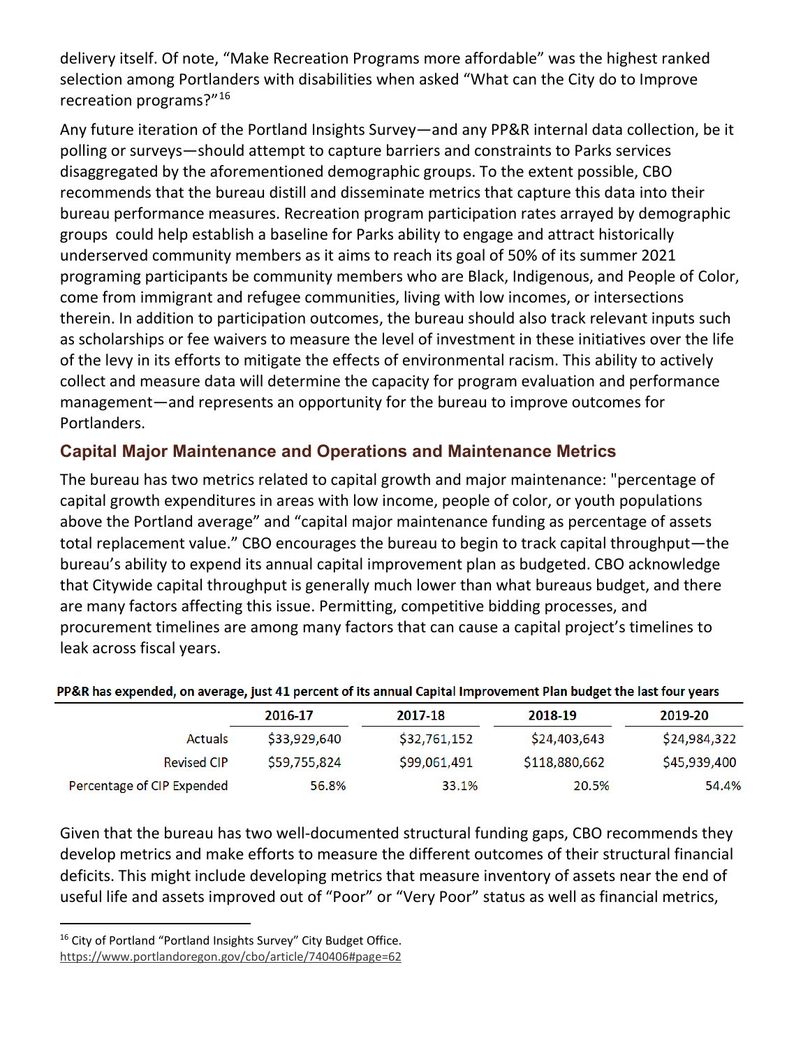delivery itself. Of note, "Make Recreation Programs more affordable" was the highest ranked selection among Portlanders with disabilities when asked "What can the City do to Improve recreation programs?"[16]

Any future iteration of the Portland Insights Survey—and any PP&R internal data collection, be it polling or surveys—should attempt to capture barriers and constraints to Parks services disaggregated by the aforementioned demographic groups. To the extent possible, CBO recommends that the bureau distill and disseminate metrics that capture this data into their bureau performance measures. Recreation program participation rates arrayed by demographic groups could help establish a baseline for Parks ability to engage and attract historically underserved community members as it aims to reach its goal of 50% of its summer 2021 programing participants be community members who are Black, Indigenous, and People of Color, come from immigrant and refugee communities, living with low incomes, or intersections therein. In addition to participation outcomes, the bureau should also track relevant inputs such as scholarships or fee waivers to measure the level of investment in these initiatives over the life of the levy in its efforts to mitigate the effects of environmental racism. This ability to actively collect and measure data will determine the capacity for program evaluation and performance management—and represents an opportunity for the bureau to improve outcomes for Portlanders.

## Capital Major Maintenance and Operations and Maintenance Metrics

The bureau has two metrics related to capital growth and major maintenance: "percentage of capital growth expenditures in areas with low income, people of color, or youth populations above the Portland average" and "capital major maintenance funding as percentage of assets total replacement value." CBO encourages the bureau to begin to track capital throughput—the bureau's ability to expend its annual capital improvement plan as budgeted. CBO acknowledge that Citywide capital throughput is generally much lower than what bureaus budget, and there are many factors affecting this issue. Permitting, competitive bidding processes, and procurement timelines are among many factors that can cause a capital project's timelines to leak across fiscal years.

**PP&R has expended, on average, just 41 percent of its annual Capital Improvement Plan budget the last four years**

| | 2016-17 | 2017-18 | 2018-19 | 2019-20 |
|---|---|---|---|---|
| Actuals | $33,929,640 | $32,761,152 | $24,403,643 | $24,984,322 |
| Revised CIP | $59,755,824 | $99,061,491 | $118,880,662 | $45,939,400 |
| Percentage of CIP Expended | 56.8% | 33.1% | 20.5% | 54.4% |

Given that the bureau has two well-documented structural funding gaps, CBO recommends they develop metrics and make efforts to measure the different outcomes of their structural financial deficits. This might include developing metrics that measure inventory of assets near the end of useful life and assets improved out of "Poor" or "Very Poor" status as well as financial metrics,

[16] City of Portland "Portland Insights Survey" City Budget Office. https://www.portlandoregon.gov/cbo/article/740406#page=62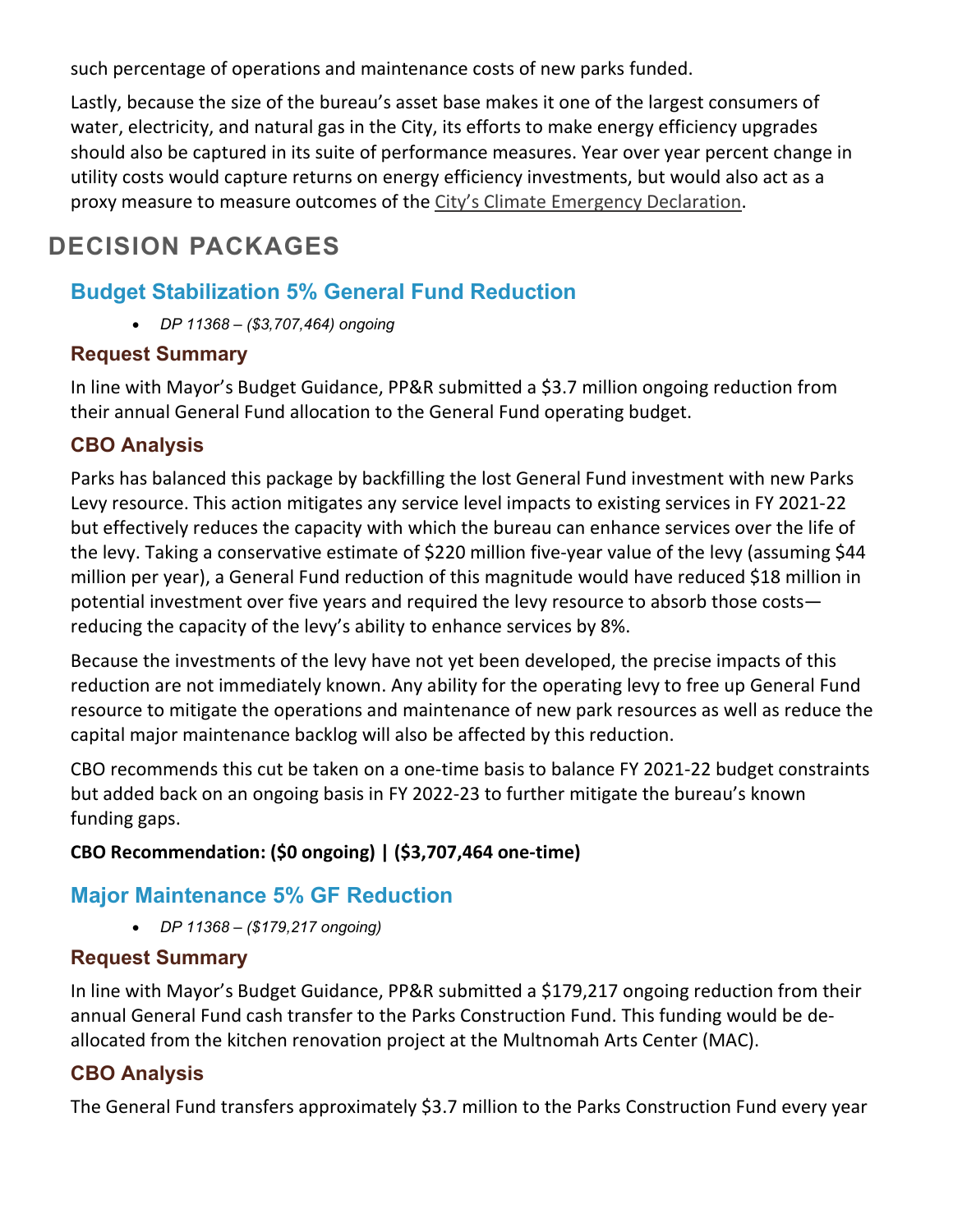such percentage of operations and maintenance costs of new parks funded.

Lastly, because the size of the bureau's asset base makes it one of the largest consumers of water, electricity, and natural gas in the City, its efforts to make energy efficiency upgrades should also be captured in its suite of performance measures. Year over year percent change in utility costs would capture returns on energy efficiency investments, but would also act as a proxy measure to measure outcomes of the City's Climate Emergency Declaration.

# DECISION PACKAGES

## Budget Stabilization 5% General Fund Reduction

- *DP 11368 – ($3,707,464) ongoing*

### Request Summary

In line with Mayor's Budget Guidance, PP&R submitted a $3.7 million ongoing reduction from their annual General Fund allocation to the General Fund operating budget.

### CBO Analysis

Parks has balanced this package by backfilling the lost General Fund investment with new Parks Levy resource. This action mitigates any service level impacts to existing services in FY 2021-22 but effectively reduces the capacity with which the bureau can enhance services over the life of the levy. Taking a conservative estimate of $220 million five-year value of the levy (assuming $44 million per year), a General Fund reduction of this magnitude would have reduced $18 million in potential investment over five years and required the levy resource to absorb those costs—reducing the capacity of the levy's ability to enhance services by 8%.

Because the investments of the levy have not yet been developed, the precise impacts of this reduction are not immediately known. Any ability for the operating levy to free up General Fund resource to mitigate the operations and maintenance of new park resources as well as reduce the capital major maintenance backlog will also be affected by this reduction.

CBO recommends this cut be taken on a one-time basis to balance FY 2021-22 budget constraints but added back on an ongoing basis in FY 2022-23 to further mitigate the bureau's known funding gaps.

**CBO Recommendation: ($0 ongoing) | ($3,707,464 one-time)**

## Major Maintenance 5% GF Reduction

- *DP 11368 – ($179,217 ongoing)*

### Request Summary

In line with Mayor's Budget Guidance, PP&R submitted a $179,217 ongoing reduction from their annual General Fund cash transfer to the Parks Construction Fund. This funding would be de-allocated from the kitchen renovation project at the Multnomah Arts Center (MAC).

### CBO Analysis

The General Fund transfers approximately $3.7 million to the Parks Construction Fund every year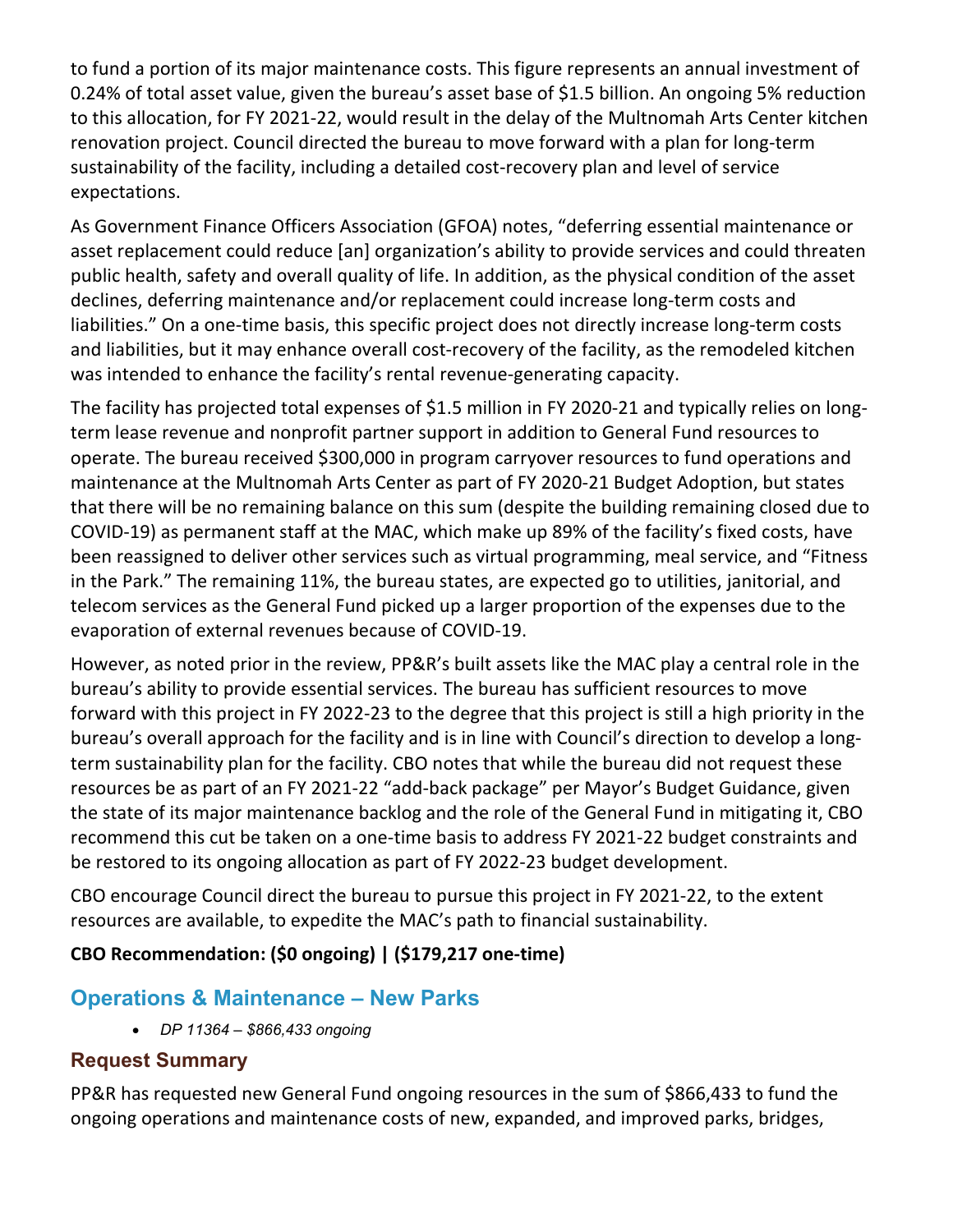to fund a portion of its major maintenance costs. This figure represents an annual investment of 0.24% of total asset value, given the bureau's asset base of $1.5 billion. An ongoing 5% reduction to this allocation, for FY 2021-22, would result in the delay of the Multnomah Arts Center kitchen renovation project. Council directed the bureau to move forward with a plan for long-term sustainability of the facility, including a detailed cost-recovery plan and level of service expectations.

As Government Finance Officers Association (GFOA) notes, "deferring essential maintenance or asset replacement could reduce [an] organization's ability to provide services and could threaten public health, safety and overall quality of life. In addition, as the physical condition of the asset declines, deferring maintenance and/or replacement could increase long-term costs and liabilities." On a one-time basis, this specific project does not directly increase long-term costs and liabilities, but it may enhance overall cost-recovery of the facility, as the remodeled kitchen was intended to enhance the facility's rental revenue-generating capacity.

The facility has projected total expenses of $1.5 million in FY 2020-21 and typically relies on long-term lease revenue and nonprofit partner support in addition to General Fund resources to operate. The bureau received $300,000 in program carryover resources to fund operations and maintenance at the Multnomah Arts Center as part of FY 2020-21 Budget Adoption, but states that there will be no remaining balance on this sum (despite the building remaining closed due to COVID-19) as permanent staff at the MAC, which make up 89% of the facility's fixed costs, have been reassigned to deliver other services such as virtual programming, meal service, and "Fitness in the Park." The remaining 11%, the bureau states, are expected go to utilities, janitorial, and telecom services as the General Fund picked up a larger proportion of the expenses due to the evaporation of external revenues because of COVID-19.

However, as noted prior in the review, PP&R's built assets like the MAC play a central role in the bureau's ability to provide essential services. The bureau has sufficient resources to move forward with this project in FY 2022-23 to the degree that this project is still a high priority in the bureau's overall approach for the facility and is in line with Council's direction to develop a long-term sustainability plan for the facility. CBO notes that while the bureau did not request these resources be as part of an FY 2021-22 "add-back package" per Mayor's Budget Guidance, given the state of its major maintenance backlog and the role of the General Fund in mitigating it, CBO recommend this cut be taken on a one-time basis to address FY 2021-22 budget constraints and be restored to its ongoing allocation as part of FY 2022-23 budget development.

CBO encourage Council direct the bureau to pursue this project in FY 2021-22, to the extent resources are available, to expedite the MAC's path to financial sustainability.

**CBO Recommendation: ($0 ongoing) | ($179,217 one-time)**

## Operations & Maintenance – New Parks

- *DP 11364 – $866,433 ongoing*

### Request Summary

PP&R has requested new General Fund ongoing resources in the sum of $866,433 to fund the ongoing operations and maintenance costs of new, expanded, and improved parks, bridges,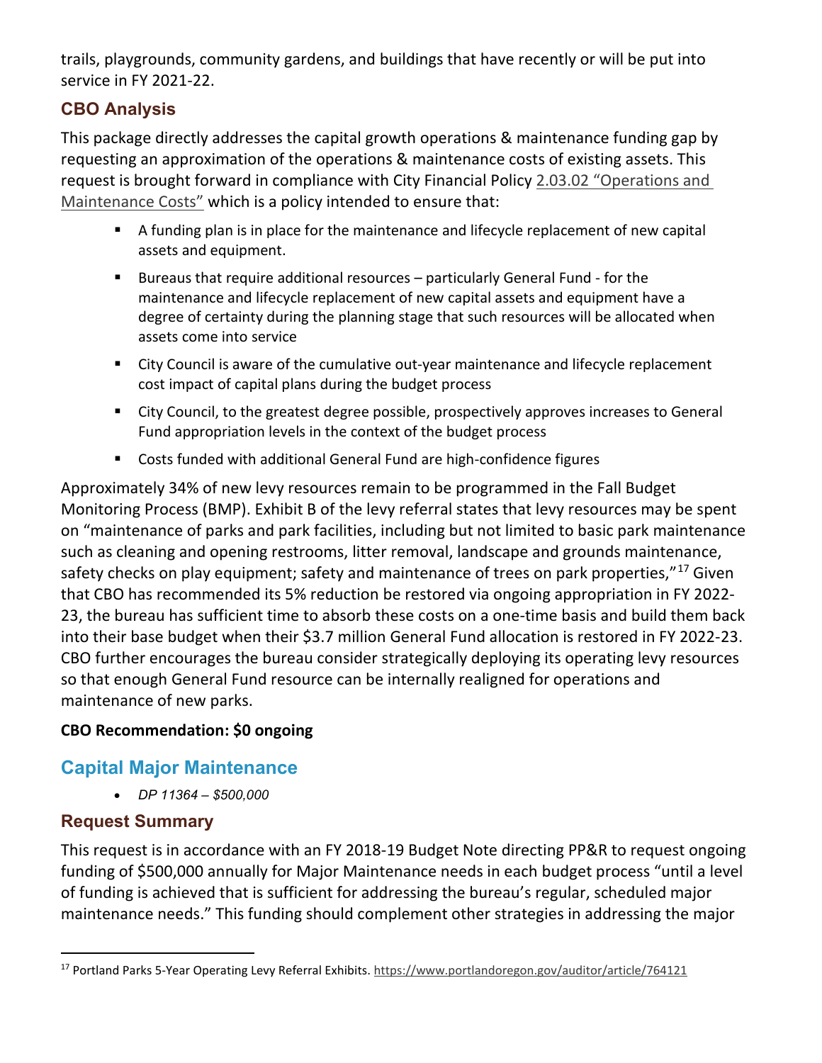trails, playgrounds, community gardens, and buildings that have recently or will be put into service in FY 2021-22.

## CBO Analysis

This package directly addresses the capital growth operations & maintenance funding gap by requesting an approximation of the operations & maintenance costs of existing assets. This request is brought forward in compliance with City Financial Policy 2.03.02 "Operations and Maintenance Costs" which is a policy intended to ensure that:

- A funding plan is in place for the maintenance and lifecycle replacement of new capital assets and equipment.
- Bureaus that require additional resources – particularly General Fund - for the maintenance and lifecycle replacement of new capital assets and equipment have a degree of certainty during the planning stage that such resources will be allocated when assets come into service
- City Council is aware of the cumulative out-year maintenance and lifecycle replacement cost impact of capital plans during the budget process
- City Council, to the greatest degree possible, prospectively approves increases to General Fund appropriation levels in the context of the budget process
- Costs funded with additional General Fund are high-confidence figures

Approximately 34% of new levy resources remain to be programmed in the Fall Budget Monitoring Process (BMP). Exhibit B of the levy referral states that levy resources may be spent on "maintenance of parks and park facilities, including but not limited to basic park maintenance such as cleaning and opening restrooms, litter removal, landscape and grounds maintenance, safety checks on play equipment; safety and maintenance of trees on park properties,"[17] Given that CBO has recommended its 5% reduction be restored via ongoing appropriation in FY 2022-23, the bureau has sufficient time to absorb these costs on a one-time basis and build them back into their base budget when their $3.7 million General Fund allocation is restored in FY 2022-23. CBO further encourages the bureau consider strategically deploying its operating levy resources so that enough General Fund resource can be internally realigned for operations and maintenance of new parks.

**CBO Recommendation: $0 ongoing**

# Capital Major Maintenance

- *DP 11364 – $500,000*

## Request Summary

This request is in accordance with an FY 2018-19 Budget Note directing PP&R to request ongoing funding of $500,000 annually for Major Maintenance needs in each budget process "until a level of funding is achieved that is sufficient for addressing the bureau's regular, scheduled major maintenance needs." This funding should complement other strategies in addressing the major

[17] Portland Parks 5-Year Operating Levy Referral Exhibits. https://www.portlandoregon.gov/auditor/article/764121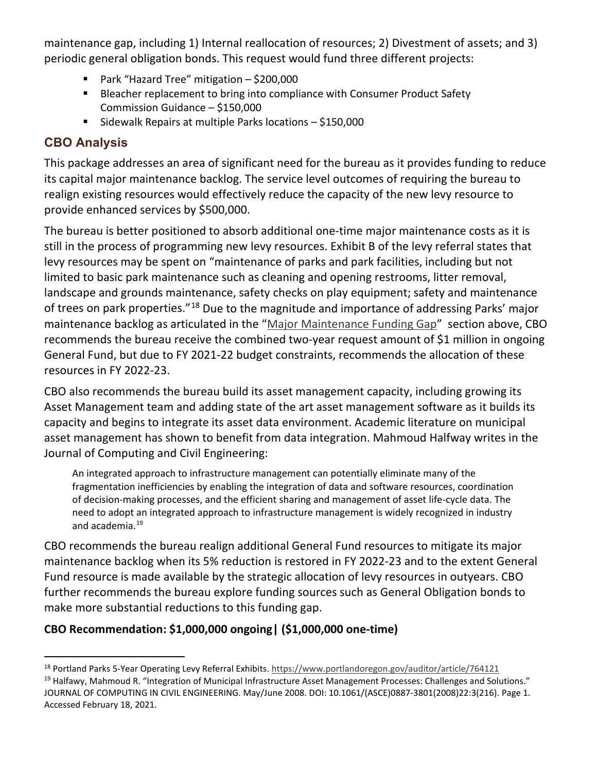maintenance gap, including 1) Internal reallocation of resources; 2) Divestment of assets; and 3) periodic general obligation bonds. This request would fund three different projects:

- Park "Hazard Tree" mitigation – $200,000
- Bleacher replacement to bring into compliance with Consumer Product Safety Commission Guidance – $150,000
- Sidewalk Repairs at multiple Parks locations – $150,000

## CBO Analysis

This package addresses an area of significant need for the bureau as it provides funding to reduce its capital major maintenance backlog. The service level outcomes of requiring the bureau to realign existing resources would effectively reduce the capacity of the new levy resource to provide enhanced services by $500,000.

The bureau is better positioned to absorb additional one-time major maintenance costs as it is still in the process of programming new levy resources. Exhibit B of the levy referral states that levy resources may be spent on "maintenance of parks and park facilities, including but not limited to basic park maintenance such as cleaning and opening restrooms, litter removal, landscape and grounds maintenance, safety checks on play equipment; safety and maintenance of trees on park properties."[18] Due to the magnitude and importance of addressing Parks' major maintenance backlog as articulated in the "Major Maintenance Funding Gap" section above, CBO recommends the bureau receive the combined two-year request amount of $1 million in ongoing General Fund, but due to FY 2021-22 budget constraints, recommends the allocation of these resources in FY 2022-23.

CBO also recommends the bureau build its asset management capacity, including growing its Asset Management team and adding state of the art asset management software as it builds its capacity and begins to integrate its asset data environment. Academic literature on municipal asset management has shown to benefit from data integration. Mahmoud Halfway writes in the Journal of Computing and Civil Engineering:

> An integrated approach to infrastructure management can potentially eliminate many of the fragmentation inefficiencies by enabling the integration of data and software resources, coordination of decision-making processes, and the efficient sharing and management of asset life-cycle data. The need to adopt an integrated approach to infrastructure management is widely recognized in industry and academia.[19]

CBO recommends the bureau realign additional General Fund resources to mitigate its major maintenance backlog when its 5% reduction is restored in FY 2022-23 and to the extent General Fund resource is made available by the strategic allocation of levy resources in outyears. CBO further recommends the bureau explore funding sources such as General Obligation bonds to make more substantial reductions to this funding gap.

**CBO Recommendation: $1,000,000 ongoing| ($1,000,000 one-time)**

---

[18] Portland Parks 5-Year Operating Levy Referral Exhibits. https://www.portlandoregon.gov/auditor/article/764121

[19] Halfawy, Mahmoud R. "Integration of Municipal Infrastructure Asset Management Processes: Challenges and Solutions." JOURNAL OF COMPUTING IN CIVIL ENGINEERING. May/June 2008. DOI: 10.1061/(ASCE)0887-3801(2008)22:3(216). Page 1. Accessed February 18, 2021.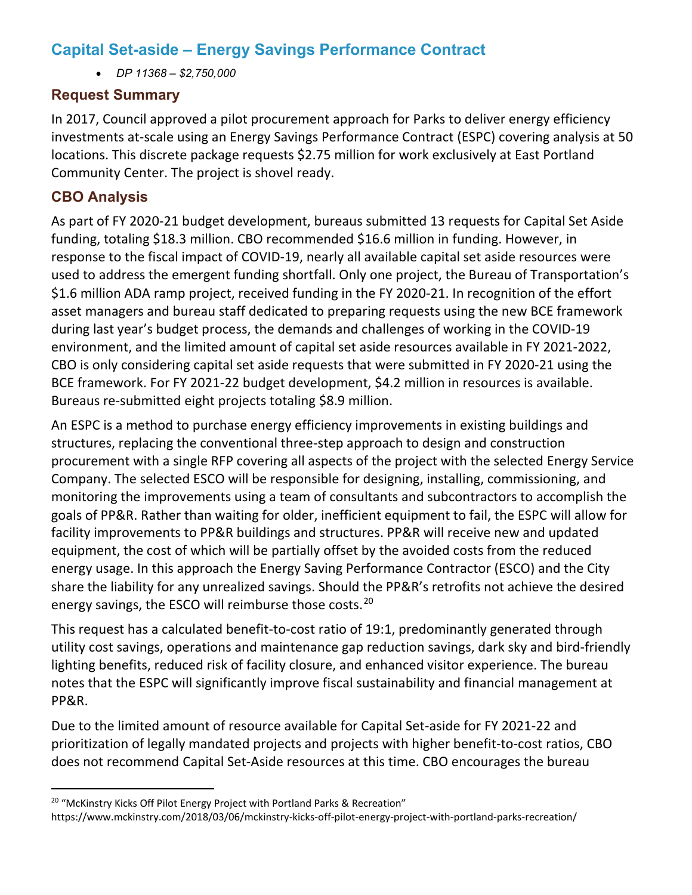## Capital Set-aside – Energy Savings Performance Contract

- *DP 11368 – $2,750,000*

### Request Summary

In 2017, Council approved a pilot procurement approach for Parks to deliver energy efficiency investments at-scale using an Energy Savings Performance Contract (ESPC) covering analysis at 50 locations. This discrete package requests $2.75 million for work exclusively at East Portland Community Center. The project is shovel ready.

### CBO Analysis

As part of FY 2020-21 budget development, bureaus submitted 13 requests for Capital Set Aside funding, totaling $18.3 million. CBO recommended $16.6 million in funding. However, in response to the fiscal impact of COVID-19, nearly all available capital set aside resources were used to address the emergent funding shortfall. Only one project, the Bureau of Transportation's $1.6 million ADA ramp project, received funding in the FY 2020-21. In recognition of the effort asset managers and bureau staff dedicated to preparing requests using the new BCE framework during last year's budget process, the demands and challenges of working in the COVID-19 environment, and the limited amount of capital set aside resources available in FY 2021-2022, CBO is only considering capital set aside requests that were submitted in FY 2020-21 using the BCE framework. For FY 2021-22 budget development, $4.2 million in resources is available. Bureaus re-submitted eight projects totaling $8.9 million.

An ESPC is a method to purchase energy efficiency improvements in existing buildings and structures, replacing the conventional three-step approach to design and construction procurement with a single RFP covering all aspects of the project with the selected Energy Service Company. The selected ESCO will be responsible for designing, installing, commissioning, and monitoring the improvements using a team of consultants and subcontractors to accomplish the goals of PP&R. Rather than waiting for older, inefficient equipment to fail, the ESPC will allow for facility improvements to PP&R buildings and structures. PP&R will receive new and updated equipment, the cost of which will be partially offset by the avoided costs from the reduced energy usage. In this approach the Energy Saving Performance Contractor (ESCO) and the City share the liability for any unrealized savings. Should the PP&R's retrofits not achieve the desired energy savings, the ESCO will reimburse those costs.[20]

This request has a calculated benefit-to-cost ratio of 19:1, predominantly generated through utility cost savings, operations and maintenance gap reduction savings, dark sky and bird-friendly lighting benefits, reduced risk of facility closure, and enhanced visitor experience. The bureau notes that the ESPC will significantly improve fiscal sustainability and financial management at PP&R.

Due to the limited amount of resource available for Capital Set-aside for FY 2021-22 and prioritization of legally mandated projects and projects with higher benefit-to-cost ratios, CBO does not recommend Capital Set-Aside resources at this time. CBO encourages the bureau

---

[20] "McKinstry Kicks Off Pilot Energy Project with Portland Parks & Recreation" https://www.mckinstry.com/2018/03/06/mckinstry-kicks-off-pilot-energy-project-with-portland-parks-recreation/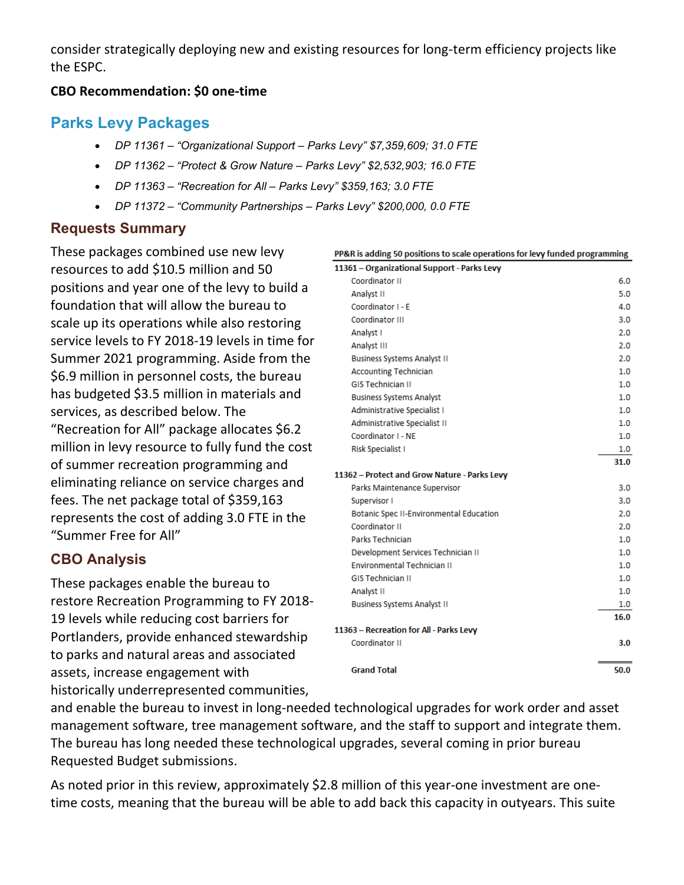consider strategically deploying new and existing resources for long-term efficiency projects like the ESPC.

**CBO Recommendation: $0 one-time**

## Parks Levy Packages

- *DP 11361 – "Organizational Support – Parks Levy" $7,359,609; 31.0 FTE*
- *DP 11362 – "Protect & Grow Nature – Parks Levy" $2,532,903; 16.0 FTE*
- *DP 11363 – "Recreation for All – Parks Levy" $359,163; 3.0 FTE*
- *DP 11372 – "Community Partnerships – Parks Levy" $200,000, 0.0 FTE*

### Requests Summary

These packages combined use new levy resources to add $10.5 million and 50 positions and year one of the levy to build a foundation that will allow the bureau to scale up its operations while also restoring service levels to FY 2018-19 levels in time for Summer 2021 programming. Aside from the $6.9 million in personnel costs, the bureau has budgeted $3.5 million in materials and services, as described below. The "Recreation for All" package allocates $6.2 million in levy resource to fully fund the cost of summer recreation programming and eliminating reliance on service charges and fees. The net package total of $359,163 represents the cost of adding 3.0 FTE in the "Summer Free for All"

| PP&R is adding 50 positions to scale operations for levy funded programming | |
|---|---|
| **11361 – Organizational Support - Parks Levy** | |
| Coordinator II | 6.0 |
| Analyst II | 5.0 |
| Coordinator I - E | 4.0 |
| Coordinator III | 3.0 |
| Analyst I | 2.0 |
| Analyst III | 2.0 |
| Business Systems Analyst II | 2.0 |
| Accounting Technician | 1.0 |
| GIS Technician II | 1.0 |
| Business Systems Analyst | 1.0 |
| Administrative Specialist I | 1.0 |
| Administrative Specialist II | 1.0 |
| Coordinator I - NE | 1.0 |
| Risk Specialist I | 1.0 |
| | **31.0** |
| **11362 – Protect and Grow Nature - Parks Levy** | |
| Parks Maintenance Supervisor | 3.0 |
| Supervisor I | 3.0 |
| Botanic Spec II-Environmental Education | 2.0 |
| Coordinator II | 2.0 |
| Parks Technician | 1.0 |
| Development Services Technician II | 1.0 |
| Environmental Technician II | 1.0 |
| GIS Technician II | 1.0 |
| Analyst II | 1.0 |
| Business Systems Analyst II | 1.0 |
| | **16.0** |
| **11363 – Recreation for All - Parks Levy** | |
| Coordinator II | **3.0** |
| **Grand Total** | **50.0** |

### CBO Analysis

These packages enable the bureau to restore Recreation Programming to FY 2018-19 levels while reducing cost barriers for Portlanders, provide enhanced stewardship to parks and natural areas and associated assets, increase engagement with historically underrepresented communities, and enable the bureau to invest in long-needed technological upgrades for work order and asset management software, tree management software, and the staff to support and integrate them. The bureau has long needed these technological upgrades, several coming in prior bureau Requested Budget submissions.

As noted prior in this review, approximately $2.8 million of this year-one investment are one-time costs, meaning that the bureau will be able to add back this capacity in outyears. This suite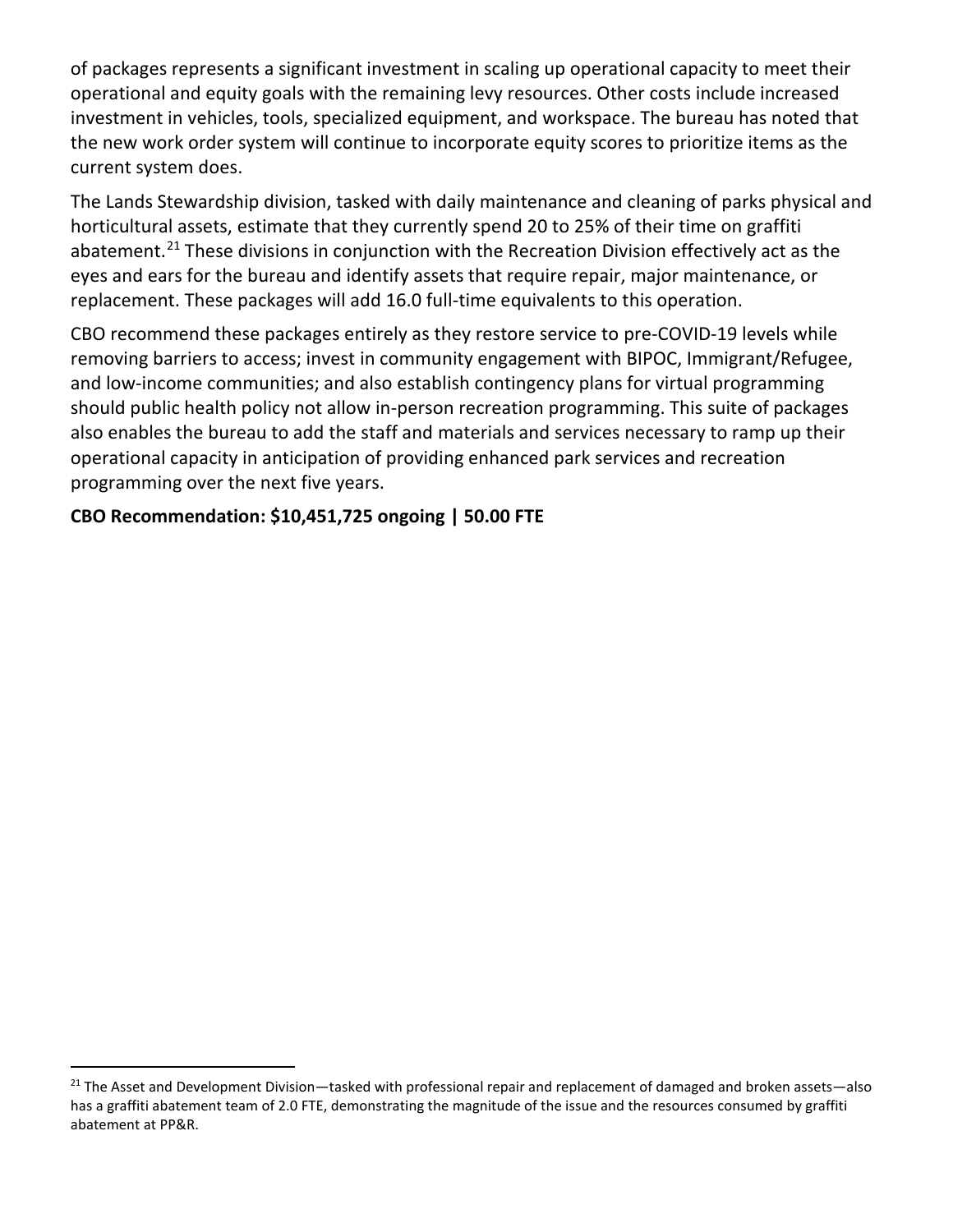of packages represents a significant investment in scaling up operational capacity to meet their operational and equity goals with the remaining levy resources. Other costs include increased investment in vehicles, tools, specialized equipment, and workspace. The bureau has noted that the new work order system will continue to incorporate equity scores to prioritize items as the current system does.

The Lands Stewardship division, tasked with daily maintenance and cleaning of parks physical and horticultural assets, estimate that they currently spend 20 to 25% of their time on graffiti abatement.[21] These divisions in conjunction with the Recreation Division effectively act as the eyes and ears for the bureau and identify assets that require repair, major maintenance, or replacement. These packages will add 16.0 full-time equivalents to this operation.

CBO recommend these packages entirely as they restore service to pre-COVID-19 levels while removing barriers to access; invest in community engagement with BIPOC, Immigrant/Refugee, and low-income communities; and also establish contingency plans for virtual programming should public health policy not allow in-person recreation programming. This suite of packages also enables the bureau to add the staff and materials and services necessary to ramp up their operational capacity in anticipation of providing enhanced park services and recreation programming over the next five years.

**CBO Recommendation: $10,451,725 ongoing | 50.00 FTE**

[21] The Asset and Development Division—tasked with professional repair and replacement of damaged and broken assets—also has a graffiti abatement team of 2.0 FTE, demonstrating the magnitude of the issue and the resources consumed by graffiti abatement at PP&R.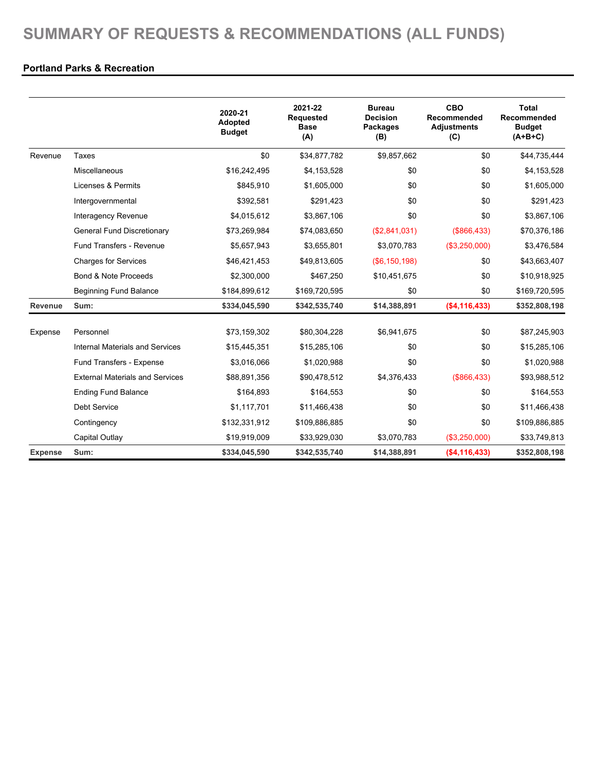# SUMMARY OF REQUESTS & RECOMMENDATIONS (ALL FUNDS)

**Portland Parks & Recreation**

| | | 2020-21 Adopted Budget | 2021-22 Requested Base (A) | Bureau Decision Packages (B) | CBO Recommended Adjustments (C) | Total Recommended Budget (A+B+C) |
|---|---|---|---|---|---|---|
| Revenue | Taxes | $0 | $34,877,782 | $9,857,662 | $0 | $44,735,444 |
| | Miscellaneous | $16,242,495 | $4,153,528 | $0 | $0 | $4,153,528 |
| | Licenses & Permits | $845,910 | $1,605,000 | $0 | $0 | $1,605,000 |
| | Intergovernmental | $392,581 | $291,423 | $0 | $0 | $291,423 |
| | Interagency Revenue | $4,015,612 | $3,867,106 | $0 | $0 | $3,867,106 |
| | General Fund Discretionary | $73,269,984 | $74,083,650 | ($2,841,031) | ($866,433) | $70,376,186 |
| | Fund Transfers - Revenue | $5,657,943 | $3,655,801 | $3,070,783 | ($3,250,000) | $3,476,584 |
| | Charges for Services | $46,421,453 | $49,813,605 | ($6,150,198) | $0 | $43,663,407 |
| | Bond & Note Proceeds | $2,300,000 | $467,250 | $10,451,675 | $0 | $10,918,925 |
| | Beginning Fund Balance | $184,899,612 | $169,720,595 | $0 | $0 | $169,720,595 |
| **Revenue** | **Sum:** | **$334,045,590** | **$342,535,740** | **$14,388,891** | **($4,116,433)** | **$352,808,198** |
| Expense | Personnel | $73,159,302 | $80,304,228 | $6,941,675 | $0 | $87,245,903 |
| | Internal Materials and Services | $15,445,351 | $15,285,106 | $0 | $0 | $15,285,106 |
| | Fund Transfers - Expense | $3,016,066 | $1,020,988 | $0 | $0 | $1,020,988 |
| | External Materials and Services | $88,891,356 | $90,478,512 | $4,376,433 | ($866,433) | $93,988,512 |
| | Ending Fund Balance | $164,893 | $164,553 | $0 | $0 | $164,553 |
| | Debt Service | $1,117,701 | $11,466,438 | $0 | $0 | $11,466,438 |
| | Contingency | $132,331,912 | $109,886,885 | $0 | $0 | $109,886,885 |
| | Capital Outlay | $19,919,009 | $33,929,030 | $3,070,783 | ($3,250,000) | $33,749,813 |
| **Expense** | **Sum:** | **$334,045,590** | **$342,535,740** | **$14,388,891** | **($4,116,433)** | **$352,808,198** |